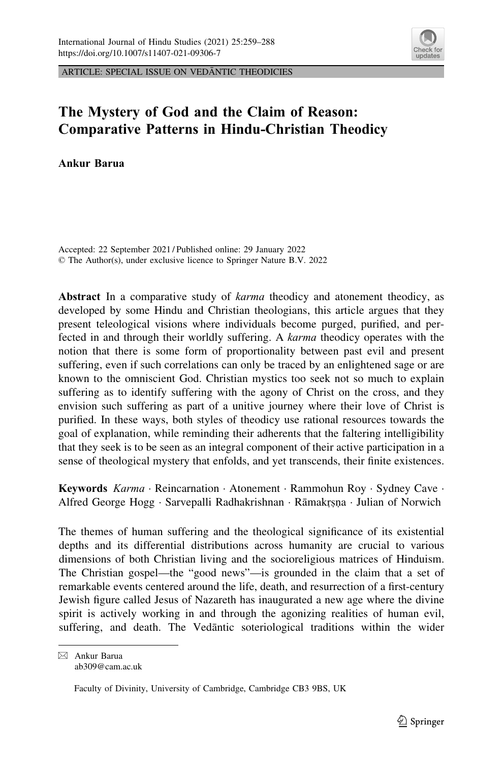ARTICLE: SPECIAL ISSUE ON VEDĀNTIC THEODICIES

# The Mystery of God and the Claim of Reason: Comparative Patterns in Hindu-Christian Theodicy

**Ankur Barua**

Accepted: 22 September 2021 / Published online: 29 January 2022
© The Author(s), under exclusive licence to Springer Nature B.V. 2022

**Abstract** In a comparative study of *karma* theodicy and atonement theodicy, as developed by some Hindu and Christian theologians, this article argues that they present teleological visions where individuals become purged, purified, and perfected in and through their worldly suffering. A *karma* theodicy operates with the notion that there is some form of proportionality between past evil and present suffering, even if such correlations can only be traced by an enlightened sage or are known to the omniscient God. Christian mystics too seek not so much to explain suffering as to identify suffering with the agony of Christ on the cross, and they envision such suffering as part of a unitive journey where their love of Christ is purified. In these ways, both styles of theodicy use rational resources towards the goal of explanation, while reminding their adherents that the faltering intelligibility that they seek is to be seen as an integral component of their active participation in a sense of theological mystery that enfolds, and yet transcends, their finite existences.

**Keywords** *Karma* · Reincarnation · Atonement · Rammohun Roy · Sydney Cave · Alfred George Hogg · Sarvepalli Radhakrishnan · Rāmakṛṣṇa · Julian of Norwich

The themes of human suffering and the theological significance of its existential depths and its differential distributions across humanity are crucial to various dimensions of both Christian living and the socioreligious matrices of Hinduism. The Christian gospel—the "good news"—is grounded in the claim that a set of remarkable events centered around the life, death, and resurrection of a first-century Jewish figure called Jesus of Nazareth has inaugurated a new age where the divine spirit is actively working in and through the agonizing realities of human evil, suffering, and death. The Vedāntic soteriological traditions within the wider

---

✉ Ankur Barua
ab309@cam.ac.uk

Faculty of Divinity, University of Cambridge, Cambridge CB3 9BS, UK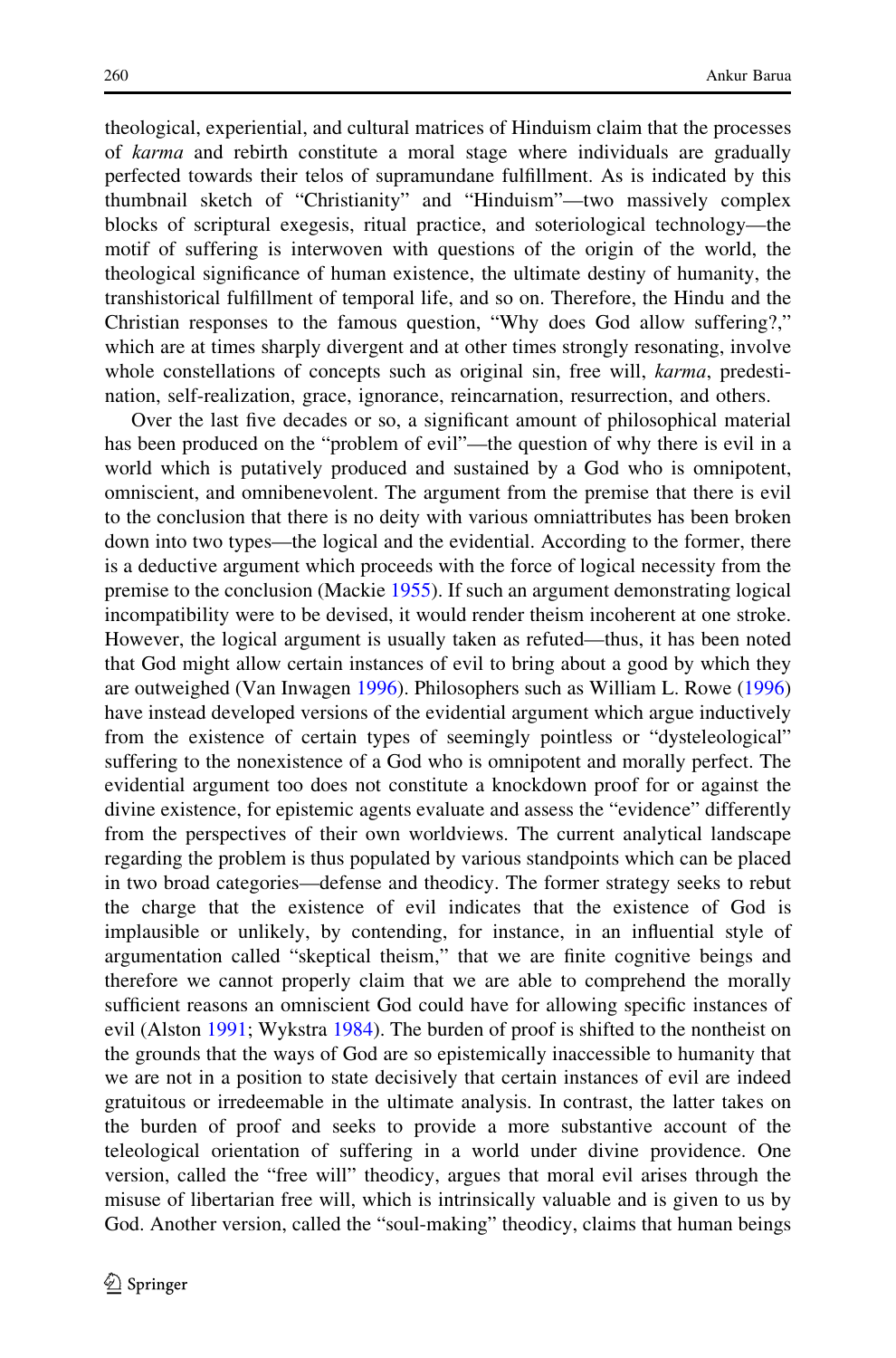theological, experiential, and cultural matrices of Hinduism claim that the processes of *karma* and rebirth constitute a moral stage where individuals are gradually perfected towards their telos of supramundane fulfillment. As is indicated by this thumbnail sketch of "Christianity" and "Hinduism"—two massively complex blocks of scriptural exegesis, ritual practice, and soteriological technology—the motif of suffering is interwoven with questions of the origin of the world, the theological significance of human existence, the ultimate destiny of humanity, the transhistorical fulfillment of temporal life, and so on. Therefore, the Hindu and the Christian responses to the famous question, "Why does God allow suffering?," which are at times sharply divergent and at other times strongly resonating, involve whole constellations of concepts such as original sin, free will, *karma*, predestination, self-realization, grace, ignorance, reincarnation, resurrection, and others.

Over the last five decades or so, a significant amount of philosophical material has been produced on the "problem of evil"—the question of why there is evil in a world which is putatively produced and sustained by a God who is omnipotent, omniscient, and omnibenevolent. The argument from the premise that there is evil to the conclusion that there is no deity with various omniattributes has been broken down into two types—the logical and the evidential. According to the former, there is a deductive argument which proceeds with the force of logical necessity from the premise to the conclusion (Mackie 1955). If such an argument demonstrating logical incompatibility were to be devised, it would render theism incoherent at one stroke. However, the logical argument is usually taken as refuted—thus, it has been noted that God might allow certain instances of evil to bring about a good by which they are outweighed (Van Inwagen 1996). Philosophers such as William L. Rowe (1996) have instead developed versions of the evidential argument which argue inductively from the existence of certain types of seemingly pointless or "dysteleological" suffering to the nonexistence of a God who is omnipotent and morally perfect. The evidential argument too does not constitute a knockdown proof for or against the divine existence, for epistemic agents evaluate and assess the "evidence" differently from the perspectives of their own worldviews. The current analytical landscape regarding the problem is thus populated by various standpoints which can be placed in two broad categories—defense and theodicy. The former strategy seeks to rebut the charge that the existence of evil indicates that the existence of God is implausible or unlikely, by contending, for instance, in an influential style of argumentation called "skeptical theism," that we are finite cognitive beings and therefore we cannot properly claim that we are able to comprehend the morally sufficient reasons an omniscient God could have for allowing specific instances of evil (Alston 1991; Wykstra 1984). The burden of proof is shifted to the nontheist on the grounds that the ways of God are so epistemically inaccessible to humanity that we are not in a position to state decisively that certain instances of evil are indeed gratuitous or irredeemable in the ultimate analysis. In contrast, the latter takes on the burden of proof and seeks to provide a more substantive account of the teleological orientation of suffering in a world under divine providence. One version, called the "free will" theodicy, argues that moral evil arises through the misuse of libertarian free will, which is intrinsically valuable and is given to us by God. Another version, called the "soul-making" theodicy, claims that human beings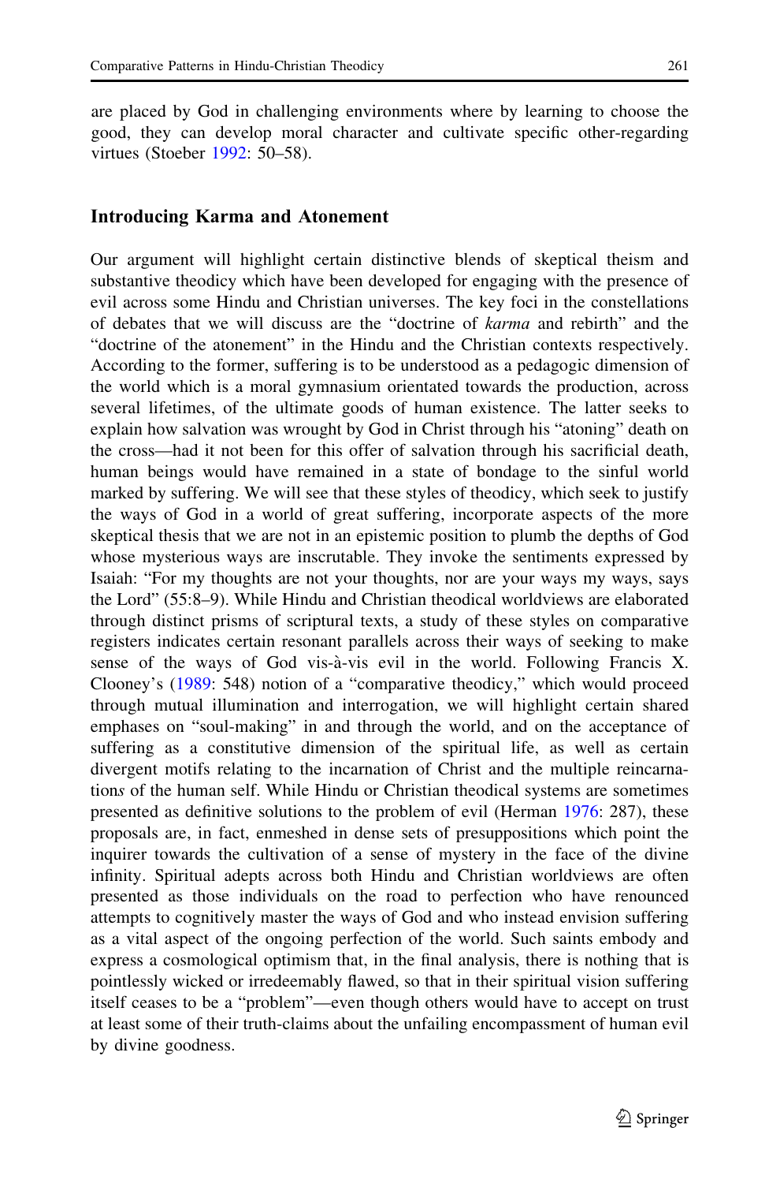are placed by God in challenging environments where by learning to choose the good, they can develop moral character and cultivate specific other-regarding virtues (Stoeber 1992: 50–58).

## Introducing Karma and Atonement

Our argument will highlight certain distinctive blends of skeptical theism and substantive theodicy which have been developed for engaging with the presence of evil across some Hindu and Christian universes. The key foci in the constellations of debates that we will discuss are the "doctrine of *karma* and rebirth" and the "doctrine of the atonement" in the Hindu and the Christian contexts respectively. According to the former, suffering is to be understood as a pedagogic dimension of the world which is a moral gymnasium orientated towards the production, across several lifetimes, of the ultimate goods of human existence. The latter seeks to explain how salvation was wrought by God in Christ through his "atoning" death on the cross—had it not been for this offer of salvation through his sacrificial death, human beings would have remained in a state of bondage to the sinful world marked by suffering. We will see that these styles of theodicy, which seek to justify the ways of God in a world of great suffering, incorporate aspects of the more skeptical thesis that we are not in an epistemic position to plumb the depths of God whose mysterious ways are inscrutable. They invoke the sentiments expressed by Isaiah: "For my thoughts are not your thoughts, nor are your ways my ways, says the Lord" (55:8–9). While Hindu and Christian theodical worldviews are elaborated through distinct prisms of scriptural texts, a study of these styles on comparative registers indicates certain resonant parallels across their ways of seeking to make sense of the ways of God vis-à-vis evil in the world. Following Francis X. Clooney's (1989: 548) notion of a "comparative theodicy," which would proceed through mutual illumination and interrogation, we will highlight certain shared emphases on "soul-making" in and through the world, and on the acceptance of suffering as a constitutive dimension of the spiritual life, as well as certain divergent motifs relating to the incarnation of Christ and the multiple reincarnation*s* of the human self. While Hindu or Christian theodical systems are sometimes presented as definitive solutions to the problem of evil (Herman 1976: 287), these proposals are, in fact, enmeshed in dense sets of presuppositions which point the inquirer towards the cultivation of a sense of mystery in the face of the divine infinity. Spiritual adepts across both Hindu and Christian worldviews are often presented as those individuals on the road to perfection who have renounced attempts to cognitively master the ways of God and who instead envision suffering as a vital aspect of the ongoing perfection of the world. Such saints embody and express a cosmological optimism that, in the final analysis, there is nothing that is pointlessly wicked or irredeemably flawed, so that in their spiritual vision suffering itself ceases to be a "problem"—even though others would have to accept on trust at least some of their truth-claims about the unfailing encompassment of human evil by divine goodness.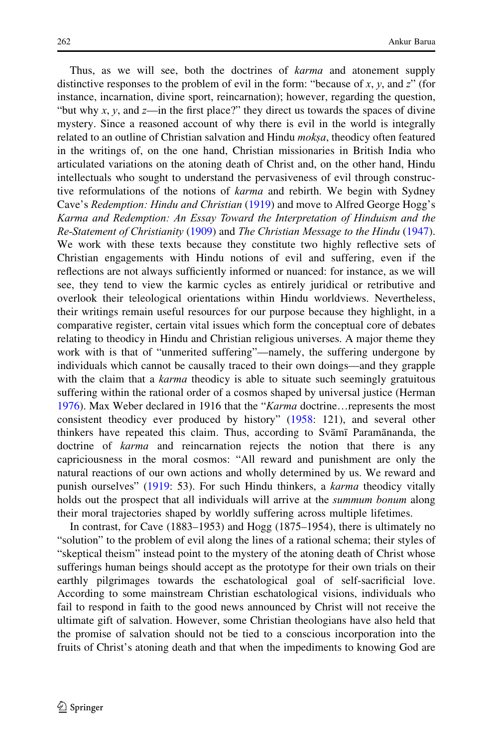Thus, as we will see, both the doctrines of *karma* and atonement supply distinctive responses to the problem of evil in the form: "because of *x*, *y*, and *z*" (for instance, incarnation, divine sport, reincarnation); however, regarding the question, "but why *x*, *y*, and *z*—in the first place?" they direct us towards the spaces of divine mystery. Since a reasoned account of why there is evil in the world is integrally related to an outline of Christian salvation and Hindu *mokṣa*, theodicy often featured in the writings of, on the one hand, Christian missionaries in British India who articulated variations on the atoning death of Christ and, on the other hand, Hindu intellectuals who sought to understand the pervasiveness of evil through constructive reformulations of the notions of *karma* and rebirth. We begin with Sydney Cave's *Redemption: Hindu and Christian* (1919) and move to Alfred George Hogg's *Karma and Redemption: An Essay Toward the Interpretation of Hinduism and the Re-Statement of Christianity* (1909) and *The Christian Message to the Hindu* (1947). We work with these texts because they constitute two highly reflective sets of Christian engagements with Hindu notions of evil and suffering, even if the reflections are not always sufficiently informed or nuanced: for instance, as we will see, they tend to view the karmic cycles as entirely juridical or retributive and overlook their teleological orientations within Hindu worldviews. Nevertheless, their writings remain useful resources for our purpose because they highlight, in a comparative register, certain vital issues which form the conceptual core of debates relating to theodicy in Hindu and Christian religious universes. A major theme they work with is that of "unmerited suffering"—namely, the suffering undergone by individuals which cannot be causally traced to their own doings—and they grapple with the claim that a *karma* theodicy is able to situate such seemingly gratuitous suffering within the rational order of a cosmos shaped by universal justice (Herman 1976). Max Weber declared in 1916 that the "*Karma* doctrine…represents the most consistent theodicy ever produced by history" (1958: 121), and several other thinkers have repeated this claim. Thus, according to Svāmī Paramānanda, the doctrine of *karma* and reincarnation rejects the notion that there is any capriciousness in the moral cosmos: "All reward and punishment are only the natural reactions of our own actions and wholly determined by us. We reward and punish ourselves" (1919: 53). For such Hindu thinkers, a *karma* theodicy vitally holds out the prospect that all individuals will arrive at the *summum bonum* along their moral trajectories shaped by worldly suffering across multiple lifetimes.

In contrast, for Cave (1883–1953) and Hogg (1875–1954), there is ultimately no "solution" to the problem of evil along the lines of a rational schema; their styles of "skeptical theism" instead point to the mystery of the atoning death of Christ whose sufferings human beings should accept as the prototype for their own trials on their earthly pilgrimages towards the eschatological goal of self-sacrificial love. According to some mainstream Christian eschatological visions, individuals who fail to respond in faith to the good news announced by Christ will not receive the ultimate gift of salvation. However, some Christian theologians have also held that the promise of salvation should not be tied to a conscious incorporation into the fruits of Christ's atoning death and that when the impediments to knowing God are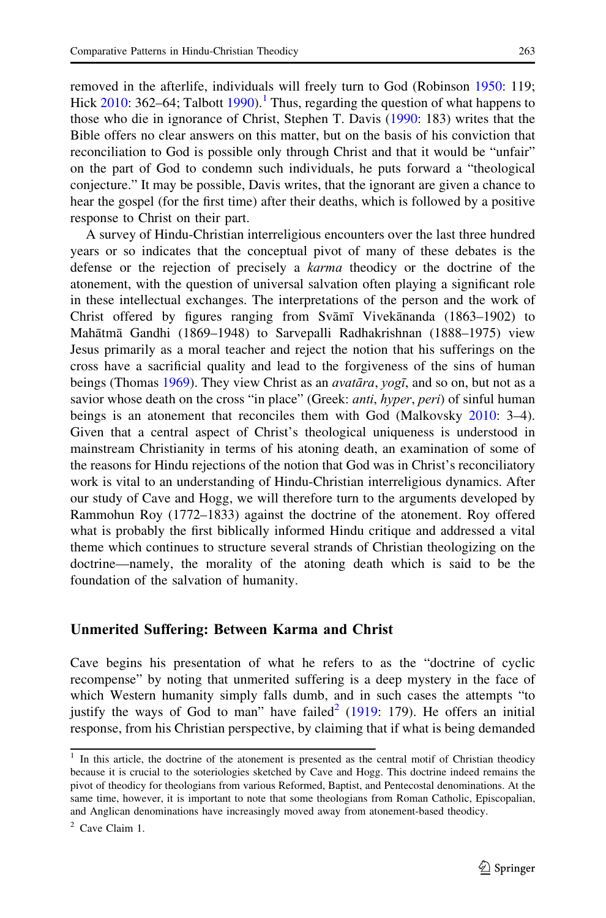removed in the afterlife, individuals will freely turn to God (Robinson 1950: 119; Hick 2010: 362–64; Talbott 1990).[1] Thus, regarding the question of what happens to those who die in ignorance of Christ, Stephen T. Davis (1990: 183) writes that the Bible offers no clear answers on this matter, but on the basis of his conviction that reconciliation to God is possible only through Christ and that it would be "unfair" on the part of God to condemn such individuals, he puts forward a "theological conjecture." It may be possible, Davis writes, that the ignorant are given a chance to hear the gospel (for the first time) after their deaths, which is followed by a positive response to Christ on their part.

A survey of Hindu-Christian interreligious encounters over the last three hundred years or so indicates that the conceptual pivot of many of these debates is the defense or the rejection of precisely a *karma* theodicy or the doctrine of the atonement, with the question of universal salvation often playing a significant role in these intellectual exchanges. The interpretations of the person and the work of Christ offered by figures ranging from Svāmī Vivekānanda (1863–1902) to Mahātmā Gandhi (1869–1948) to Sarvepalli Radhakrishnan (1888–1975) view Jesus primarily as a moral teacher and reject the notion that his sufferings on the cross have a sacrificial quality and lead to the forgiveness of the sins of human beings (Thomas 1969). They view Christ as an *avatāra*, *yogī*, and so on, but not as a savior whose death on the cross "in place" (Greek: *anti*, *hyper*, *peri*) of sinful human beings is an atonement that reconciles them with God (Malkovsky 2010: 3–4). Given that a central aspect of Christ's theological uniqueness is understood in mainstream Christianity in terms of his atoning death, an examination of some of the reasons for Hindu rejections of the notion that God was in Christ's reconciliatory work is vital to an understanding of Hindu-Christian interreligious dynamics. After our study of Cave and Hogg, we will therefore turn to the arguments developed by Rammohun Roy (1772–1833) against the doctrine of the atonement. Roy offered what is probably the first biblically informed Hindu critique and addressed a vital theme which continues to structure several strands of Christian theologizing on the doctrine—namely, the morality of the atoning death which is said to be the foundation of the salvation of humanity.

## Unmerited Suffering: Between Karma and Christ

Cave begins his presentation of what he refers to as the "doctrine of cyclic recompense" by noting that unmerited suffering is a deep mystery in the face of which Western humanity simply falls dumb, and in such cases the attempts "to justify the ways of God to man" have failed[2] (1919: 179). He offers an initial response, from his Christian perspective, by claiming that if what is being demanded

---

[1] In this article, the doctrine of the atonement is presented as the central motif of Christian theodicy because it is crucial to the soteriologies sketched by Cave and Hogg. This doctrine indeed remains the pivot of theodicy for theologians from various Reformed, Baptist, and Pentecostal denominations. At the same time, however, it is important to note that some theologians from Roman Catholic, Episcopalian, and Anglican denominations have increasingly moved away from atonement-based theodicy.

[2] Cave Claim 1.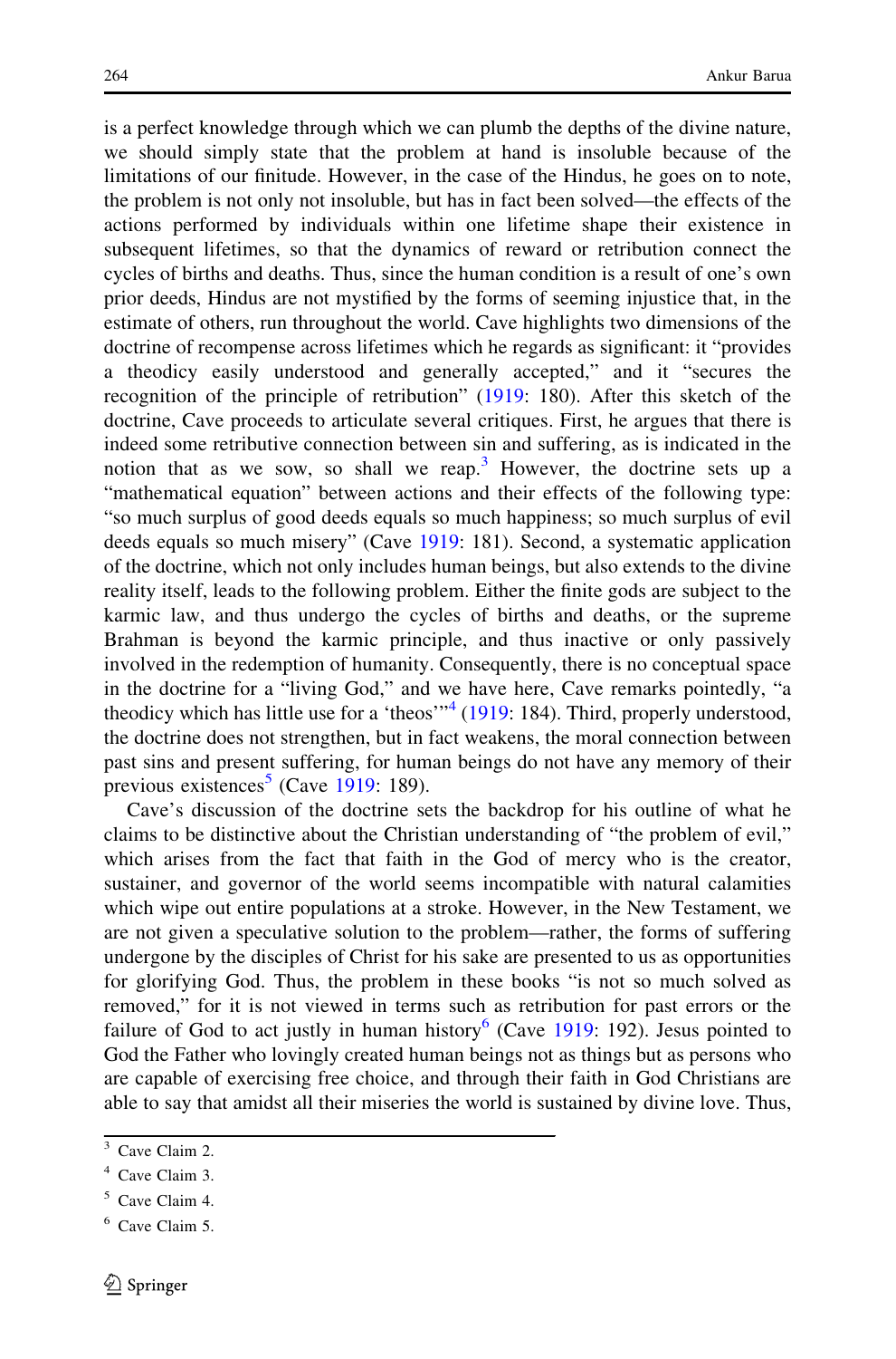is a perfect knowledge through which we can plumb the depths of the divine nature, we should simply state that the problem at hand is insoluble because of the limitations of our finitude. However, in the case of the Hindus, he goes on to note, the problem is not only not insoluble, but has in fact been solved—the effects of the actions performed by individuals within one lifetime shape their existence in subsequent lifetimes, so that the dynamics of reward or retribution connect the cycles of births and deaths. Thus, since the human condition is a result of one's own prior deeds, Hindus are not mystified by the forms of seeming injustice that, in the estimate of others, run throughout the world. Cave highlights two dimensions of the doctrine of recompense across lifetimes which he regards as significant: it "provides a theodicy easily understood and generally accepted," and it "secures the recognition of the principle of retribution" (1919: 180). After this sketch of the doctrine, Cave proceeds to articulate several critiques. First, he argues that there is indeed some retributive connection between sin and suffering, as is indicated in the notion that as we sow, so shall we reap.[3] However, the doctrine sets up a "mathematical equation" between actions and their effects of the following type: "so much surplus of good deeds equals so much happiness; so much surplus of evil deeds equals so much misery" (Cave 1919: 181). Second, a systematic application of the doctrine, which not only includes human beings, but also extends to the divine reality itself, leads to the following problem. Either the finite gods are subject to the karmic law, and thus undergo the cycles of births and deaths, or the supreme Brahman is beyond the karmic principle, and thus inactive or only passively involved in the redemption of humanity. Consequently, there is no conceptual space in the doctrine for a "living God," and we have here, Cave remarks pointedly, "a theodicy which has little use for a 'theos'"[4] (1919: 184). Third, properly understood, the doctrine does not strengthen, but in fact weakens, the moral connection between past sins and present suffering, for human beings do not have any memory of their previous existences[5] (Cave 1919: 189).

Cave's discussion of the doctrine sets the backdrop for his outline of what he claims to be distinctive about the Christian understanding of "the problem of evil," which arises from the fact that faith in the God of mercy who is the creator, sustainer, and governor of the world seems incompatible with natural calamities which wipe out entire populations at a stroke. However, in the New Testament, we are not given a speculative solution to the problem—rather, the forms of suffering undergone by the disciples of Christ for his sake are presented to us as opportunities for glorifying God. Thus, the problem in these books "is not so much solved as removed," for it is not viewed in terms such as retribution for past errors or the failure of God to act justly in human history[6] (Cave 1919: 192). Jesus pointed to God the Father who lovingly created human beings not as things but as persons who are capable of exercising free choice, and through their faith in God Christians are able to say that amidst all their miseries the world is sustained by divine love. Thus,

---

[3] Cave Claim 2.

[4] Cave Claim 3.

[5] Cave Claim 4.

[6] Cave Claim 5.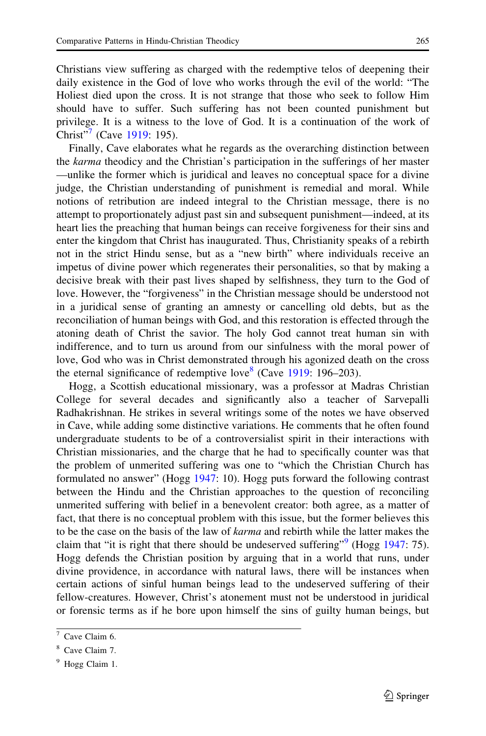Christians view suffering as charged with the redemptive telos of deepening their daily existence in the God of love who works through the evil of the world: "The Holiest died upon the cross. It is not strange that those who seek to follow Him should have to suffer. Such suffering has not been counted punishment but privilege. It is a witness to the love of God. It is a continuation of the work of Christ"[7] (Cave 1919: 195).

Finally, Cave elaborates what he regards as the overarching distinction between the *karma* theodicy and the Christian's participation in the sufferings of her master—unlike the former which is juridical and leaves no conceptual space for a divine judge, the Christian understanding of punishment is remedial and moral. While notions of retribution are indeed integral to the Christian message, there is no attempt to proportionately adjust past sin and subsequent punishment—indeed, at its heart lies the preaching that human beings can receive forgiveness for their sins and enter the kingdom that Christ has inaugurated. Thus, Christianity speaks of a rebirth not in the strict Hindu sense, but as a "new birth" where individuals receive an impetus of divine power which regenerates their personalities, so that by making a decisive break with their past lives shaped by selfishness, they turn to the God of love. However, the "forgiveness" in the Christian message should be understood not in a juridical sense of granting an amnesty or cancelling old debts, but as the reconciliation of human beings with God, and this restoration is effected through the atoning death of Christ the savior. The holy God cannot treat human sin with indifference, and to turn us around from our sinfulness with the moral power of love, God who was in Christ demonstrated through his agonized death on the cross the eternal significance of redemptive love[8] (Cave 1919: 196–203).

Hogg, a Scottish educational missionary, was a professor at Madras Christian College for several decades and significantly also a teacher of Sarvepalli Radhakrishnan. He strikes in several writings some of the notes we have observed in Cave, while adding some distinctive variations. He comments that he often found undergraduate students to be of a controversialist spirit in their interactions with Christian missionaries, and the charge that he had to specifically counter was that the problem of unmerited suffering was one to "which the Christian Church has formulated no answer" (Hogg 1947: 10). Hogg puts forward the following contrast between the Hindu and the Christian approaches to the question of reconciling unmerited suffering with belief in a benevolent creator: both agree, as a matter of fact, that there is no conceptual problem with this issue, but the former believes this to be the case on the basis of the law of *karma* and rebirth while the latter makes the claim that "it is right that there should be undeserved suffering"[9] (Hogg 1947: 75). Hogg defends the Christian position by arguing that in a world that runs, under divine providence, in accordance with natural laws, there will be instances when certain actions of sinful human beings lead to the undeserved suffering of their fellow-creatures. However, Christ's atonement must not be understood in juridical or forensic terms as if he bore upon himself the sins of guilty human beings, but

---

[7] Cave Claim 6.

[8] Cave Claim 7.

[9] Hogg Claim 1.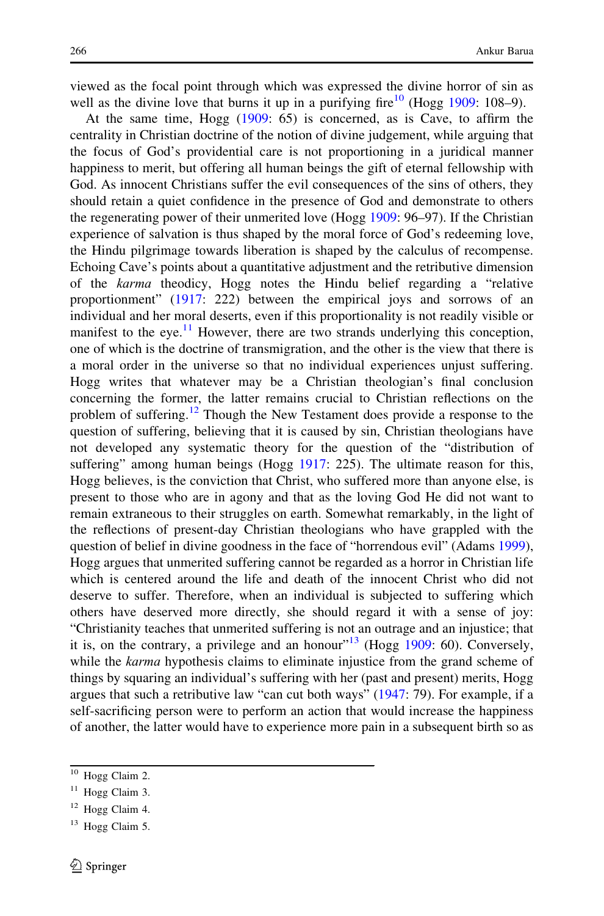viewed as the focal point through which was expressed the divine horror of sin as well as the divine love that burns it up in a purifying fire[10] (Hogg 1909: 108–9).

At the same time, Hogg (1909: 65) is concerned, as is Cave, to affirm the centrality in Christian doctrine of the notion of divine judgement, while arguing that the focus of God's providential care is not proportioning in a juridical manner happiness to merit, but offering all human beings the gift of eternal fellowship with God. As innocent Christians suffer the evil consequences of the sins of others, they should retain a quiet confidence in the presence of God and demonstrate to others the regenerating power of their unmerited love (Hogg 1909: 96–97). If the Christian experience of salvation is thus shaped by the moral force of God's redeeming love, the Hindu pilgrimage towards liberation is shaped by the calculus of recompense. Echoing Cave's points about a quantitative adjustment and the retributive dimension of the *karma* theodicy, Hogg notes the Hindu belief regarding a "relative proportionment" (1917: 222) between the empirical joys and sorrows of an individual and her moral deserts, even if this proportionality is not readily visible or manifest to the eye.[11] However, there are two strands underlying this conception, one of which is the doctrine of transmigration, and the other is the view that there is a moral order in the universe so that no individual experiences unjust suffering. Hogg writes that whatever may be a Christian theologian's final conclusion concerning the former, the latter remains crucial to Christian reflections on the problem of suffering.[12] Though the New Testament does provide a response to the question of suffering, believing that it is caused by sin, Christian theologians have not developed any systematic theory for the question of the "distribution of suffering" among human beings (Hogg 1917: 225). The ultimate reason for this, Hogg believes, is the conviction that Christ, who suffered more than anyone else, is present to those who are in agony and that as the loving God He did not want to remain extraneous to their struggles on earth. Somewhat remarkably, in the light of the reflections of present-day Christian theologians who have grappled with the question of belief in divine goodness in the face of "horrendous evil" (Adams 1999), Hogg argues that unmerited suffering cannot be regarded as a horror in Christian life which is centered around the life and death of the innocent Christ who did not deserve to suffer. Therefore, when an individual is subjected to suffering which others have deserved more directly, she should regard it with a sense of joy: "Christianity teaches that unmerited suffering is not an outrage and an injustice; that it is, on the contrary, a privilege and an honour"[13] (Hogg 1909: 60). Conversely, while the *karma* hypothesis claims to eliminate injustice from the grand scheme of things by squaring an individual's suffering with her (past and present) merits, Hogg argues that such a retributive law "can cut both ways" (1947: 79). For example, if a self-sacrificing person were to perform an action that would increase the happiness of another, the latter would have to experience more pain in a subsequent birth so as

[10] Hogg Claim 2.

[11] Hogg Claim 3.

[12] Hogg Claim 4.

[13] Hogg Claim 5.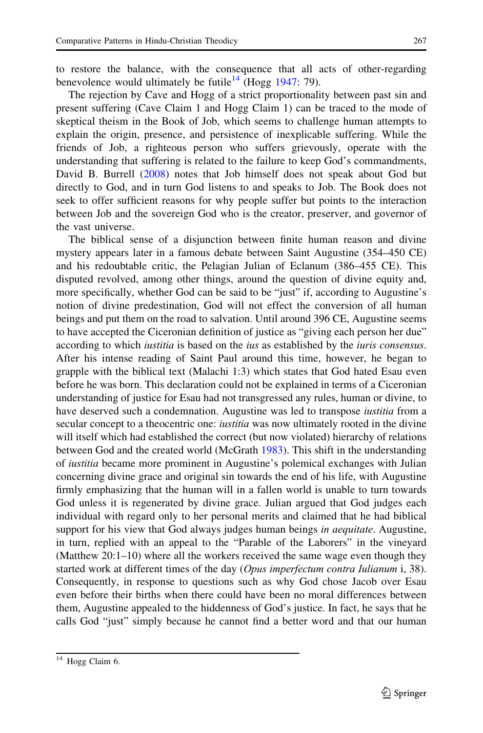to restore the balance, with the consequence that all acts of other-regarding benevolence would ultimately be futile[14] (Hogg 1947: 79).

The rejection by Cave and Hogg of a strict proportionality between past sin and present suffering (Cave Claim 1 and Hogg Claim 1) can be traced to the mode of skeptical theism in the Book of Job, which seems to challenge human attempts to explain the origin, presence, and persistence of inexplicable suffering. While the friends of Job, a righteous person who suffers grievously, operate with the understanding that suffering is related to the failure to keep God's commandments, David B. Burrell (2008) notes that Job himself does not speak about God but directly to God, and in turn God listens to and speaks to Job. The Book does not seek to offer sufficient reasons for why people suffer but points to the interaction between Job and the sovereign God who is the creator, preserver, and governor of the vast universe.

The biblical sense of a disjunction between finite human reason and divine mystery appears later in a famous debate between Saint Augustine (354–450 CE) and his redoubtable critic, the Pelagian Julian of Eclanum (386–455 CE). This disputed revolved, among other things, around the question of divine equity and, more specifically, whether God can be said to be "just" if, according to Augustine's notion of divine predestination, God will not effect the conversion of all human beings and put them on the road to salvation. Until around 396 CE, Augustine seems to have accepted the Ciceronian definition of justice as "giving each person her due" according to which *iustitia* is based on the *ius* as established by the *iuris consensus*. After his intense reading of Saint Paul around this time, however, he began to grapple with the biblical text (Malachi 1:3) which states that God hated Esau even before he was born. This declaration could not be explained in terms of a Ciceronian understanding of justice for Esau had not transgressed any rules, human or divine, to have deserved such a condemnation. Augustine was led to transpose *iustitia* from a secular concept to a theocentric one: *iustitia* was now ultimately rooted in the divine will itself which had established the correct (but now violated) hierarchy of relations between God and the created world (McGrath 1983). This shift in the understanding of *iustitia* became more prominent in Augustine's polemical exchanges with Julian concerning divine grace and original sin towards the end of his life, with Augustine firmly emphasizing that the human will in a fallen world is unable to turn towards God unless it is regenerated by divine grace. Julian argued that God judges each individual with regard only to her personal merits and claimed that he had biblical support for his view that God always judges human beings *in aequitate*. Augustine, in turn, replied with an appeal to the "Parable of the Laborers" in the vineyard (Matthew 20:1–10) where all the workers received the same wage even though they started work at different times of the day (*Opus imperfectum contra Iulianum* i, 38). Consequently, in response to questions such as why God chose Jacob over Esau even before their births when there could have been no moral differences between them, Augustine appealed to the hiddenness of God's justice. In fact, he says that he calls God "just" simply because he cannot find a better word and that our human

[14] Hogg Claim 6.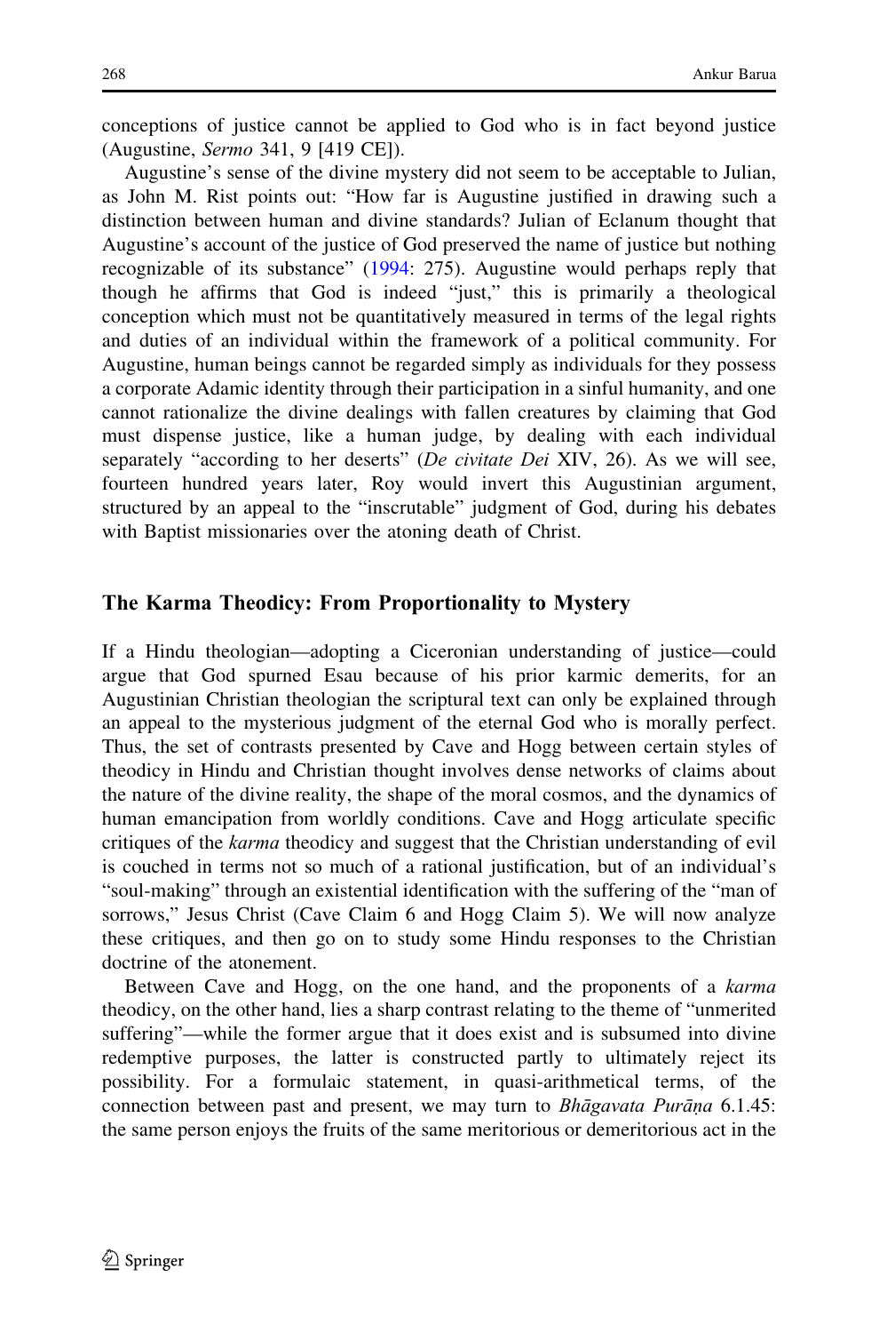conceptions of justice cannot be applied to God who is in fact beyond justice (Augustine, *Sermo* 341, 9 [419 CE]).

Augustine's sense of the divine mystery did not seem to be acceptable to Julian, as John M. Rist points out: "How far is Augustine justified in drawing such a distinction between human and divine standards? Julian of Eclanum thought that Augustine's account of the justice of God preserved the name of justice but nothing recognizable of its substance" (1994: 275). Augustine would perhaps reply that though he affirms that God is indeed "just," this is primarily a theological conception which must not be quantitatively measured in terms of the legal rights and duties of an individual within the framework of a political community. For Augustine, human beings cannot be regarded simply as individuals for they possess a corporate Adamic identity through their participation in a sinful humanity, and one cannot rationalize the divine dealings with fallen creatures by claiming that God must dispense justice, like a human judge, by dealing with each individual separately "according to her deserts" (*De civitate Dei* XIV, 26). As we will see, fourteen hundred years later, Roy would invert this Augustinian argument, structured by an appeal to the "inscrutable" judgment of God, during his debates with Baptist missionaries over the atoning death of Christ.

## The Karma Theodicy: From Proportionality to Mystery

If a Hindu theologian—adopting a Ciceronian understanding of justice—could argue that God spurned Esau because of his prior karmic demerits, for an Augustinian Christian theologian the scriptural text can only be explained through an appeal to the mysterious judgment of the eternal God who is morally perfect. Thus, the set of contrasts presented by Cave and Hogg between certain styles of theodicy in Hindu and Christian thought involves dense networks of claims about the nature of the divine reality, the shape of the moral cosmos, and the dynamics of human emancipation from worldly conditions. Cave and Hogg articulate specific critiques of the *karma* theodicy and suggest that the Christian understanding of evil is couched in terms not so much of a rational justification, but of an individual's "soul-making" through an existential identification with the suffering of the "man of sorrows," Jesus Christ (Cave Claim 6 and Hogg Claim 5). We will now analyze these critiques, and then go on to study some Hindu responses to the Christian doctrine of the atonement.

Between Cave and Hogg, on the one hand, and the proponents of a *karma* theodicy, on the other hand, lies a sharp contrast relating to the theme of "unmerited suffering"—while the former argue that it does exist and is subsumed into divine redemptive purposes, the latter is constructed partly to ultimately reject its possibility. For a formulaic statement, in quasi-arithmetical terms, of the connection between past and present, we may turn to *Bhāgavata Purāṇa* 6.1.45: the same person enjoys the fruits of the same meritorious or demeritorious act in the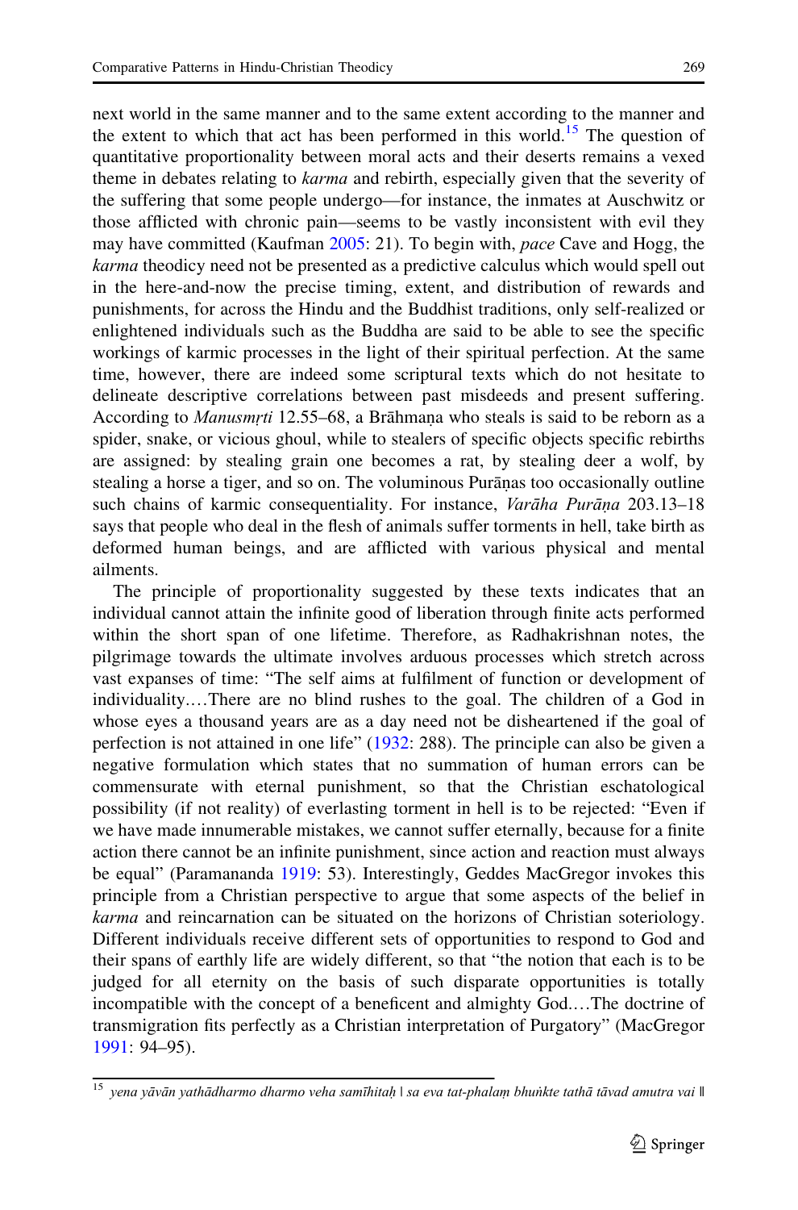next world in the same manner and to the same extent according to the manner and the extent to which that act has been performed in this world.[15] The question of quantitative proportionality between moral acts and their deserts remains a vexed theme in debates relating to *karma* and rebirth, especially given that the severity of the suffering that some people undergo—for instance, the inmates at Auschwitz or those afflicted with chronic pain—seems to be vastly inconsistent with evil they may have committed (Kaufman 2005: 21). To begin with, *pace* Cave and Hogg, the *karma* theodicy need not be presented as a predictive calculus which would spell out in the here-and-now the precise timing, extent, and distribution of rewards and punishments, for across the Hindu and the Buddhist traditions, only self-realized or enlightened individuals such as the Buddha are said to be able to see the specific workings of karmic processes in the light of their spiritual perfection. At the same time, however, there are indeed some scriptural texts which do not hesitate to delineate descriptive correlations between past misdeeds and present suffering. According to *Manusmṛti* 12.55–68, a Brāhmaṇa who steals is said to be reborn as a spider, snake, or vicious ghoul, while to stealers of specific objects specific rebirths are assigned: by stealing grain one becomes a rat, by stealing deer a wolf, by stealing a horse a tiger, and so on. The voluminous Purāṇas too occasionally outline such chains of karmic consequentiality. For instance, *Varāha Purāṇa* 203.13–18 says that people who deal in the flesh of animals suffer torments in hell, take birth as deformed human beings, and are afflicted with various physical and mental ailments.

The principle of proportionality suggested by these texts indicates that an individual cannot attain the infinite good of liberation through finite acts performed within the short span of one lifetime. Therefore, as Radhakrishnan notes, the pilgrimage towards the ultimate involves arduous processes which stretch across vast expanses of time: "The self aims at fulfilment of function or development of individuality.…There are no blind rushes to the goal. The children of a God in whose eyes a thousand years are as a day need not be disheartened if the goal of perfection is not attained in one life" (1932: 288). The principle can also be given a negative formulation which states that no summation of human errors can be commensurate with eternal punishment, so that the Christian eschatological possibility (if not reality) of everlasting torment in hell is to be rejected: "Even if we have made innumerable mistakes, we cannot suffer eternally, because for a finite action there cannot be an infinite punishment, since action and reaction must always be equal" (Paramananda 1919: 53). Interestingly, Geddes MacGregor invokes this principle from a Christian perspective to argue that some aspects of the belief in *karma* and reincarnation can be situated on the horizons of Christian soteriology. Different individuals receive different sets of opportunities to respond to God and their spans of earthly life are widely different, so that "the notion that each is to be judged for all eternity on the basis of such disparate opportunities is totally incompatible with the concept of a beneficent and almighty God.…The doctrine of transmigration fits perfectly as a Christian interpretation of Purgatory" (MacGregor 1991: 94–95).

---

[15] *yena yāvān yathādharmo dharmo veha samīhitaḥ | sa eva tat-phalaṃ bhuṅkte tathā tāvad amutra vai* ||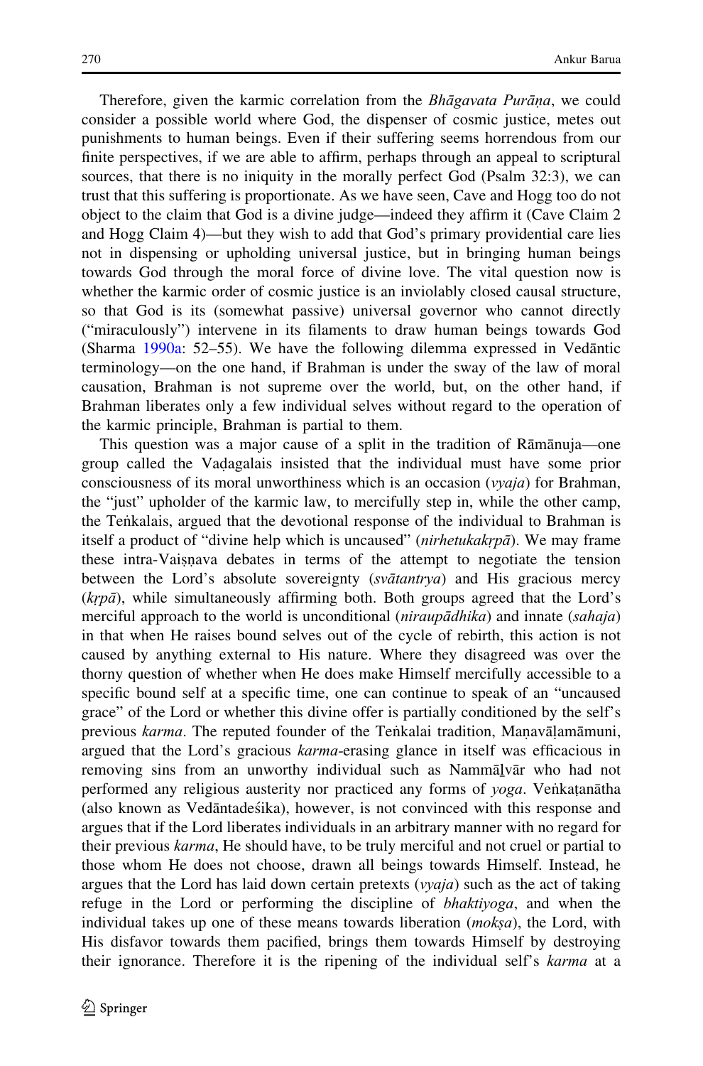Therefore, given the karmic correlation from the *Bhāgavata Purāṇa*, we could consider a possible world where God, the dispenser of cosmic justice, metes out punishments to human beings. Even if their suffering seems horrendous from our finite perspectives, if we are able to affirm, perhaps through an appeal to scriptural sources, that there is no iniquity in the morally perfect God (Psalm 32:3), we can trust that this suffering is proportionate. As we have seen, Cave and Hogg too do not object to the claim that God is a divine judge—indeed they affirm it (Cave Claim 2 and Hogg Claim 4)—but they wish to add that God's primary providential care lies not in dispensing or upholding universal justice, but in bringing human beings towards God through the moral force of divine love. The vital question now is whether the karmic order of cosmic justice is an inviolably closed causal structure, so that God is its (somewhat passive) universal governor who cannot directly ("miraculously") intervene in its filaments to draw human beings towards God (Sharma 1990a: 52–55). We have the following dilemma expressed in Vedāntic terminology—on the one hand, if Brahman is under the sway of the law of moral causation, Brahman is not supreme over the world, but, on the other hand, if Brahman liberates only a few individual selves without regard to the operation of the karmic principle, Brahman is partial to them.

This question was a major cause of a split in the tradition of Rāmānuja—one group called the Vaḍagalais insisted that the individual must have some prior consciousness of its moral unworthiness which is an occasion (*vyaja*) for Brahman, the "just" upholder of the karmic law, to mercifully step in, while the other camp, the Teṅkalais, argued that the devotional response of the individual to Brahman is itself a product of "divine help which is uncaused" (*nirhetukakṛpā*). We may frame these intra-Vaiṣṇava debates in terms of the attempt to negotiate the tension between the Lord's absolute sovereignty (*svātantrya*) and His gracious mercy (*kṛpā*), while simultaneously affirming both. Both groups agreed that the Lord's merciful approach to the world is unconditional (*niraupādhika*) and innate (*sahaja*) in that when He raises bound selves out of the cycle of rebirth, this action is not caused by anything external to His nature. Where they disagreed was over the thorny question of whether when He does make Himself mercifully accessible to a specific bound self at a specific time, one can continue to speak of an "uncaused grace" of the Lord or whether this divine offer is partially conditioned by the self's previous *karma*. The reputed founder of the Teṅkalai tradition, Maṇavāḷamāmuni, argued that the Lord's gracious *karma*-erasing glance in itself was efficacious in removing sins from an unworthy individual such as Nammāḻvār who had not performed any religious austerity nor practiced any forms of *yoga*. Veṅkaṭanātha (also known as Vedāntadeśika), however, is not convinced with this response and argues that if the Lord liberates individuals in an arbitrary manner with no regard for their previous *karma*, He should have, to be truly merciful and not cruel or partial to those whom He does not choose, drawn all beings towards Himself. Instead, he argues that the Lord has laid down certain pretexts (*vyaja*) such as the act of taking refuge in the Lord or performing the discipline of *bhaktiyoga*, and when the individual takes up one of these means towards liberation (*mokṣa*), the Lord, with His disfavor towards them pacified, brings them towards Himself by destroying their ignorance. Therefore it is the ripening of the individual self's *karma* at a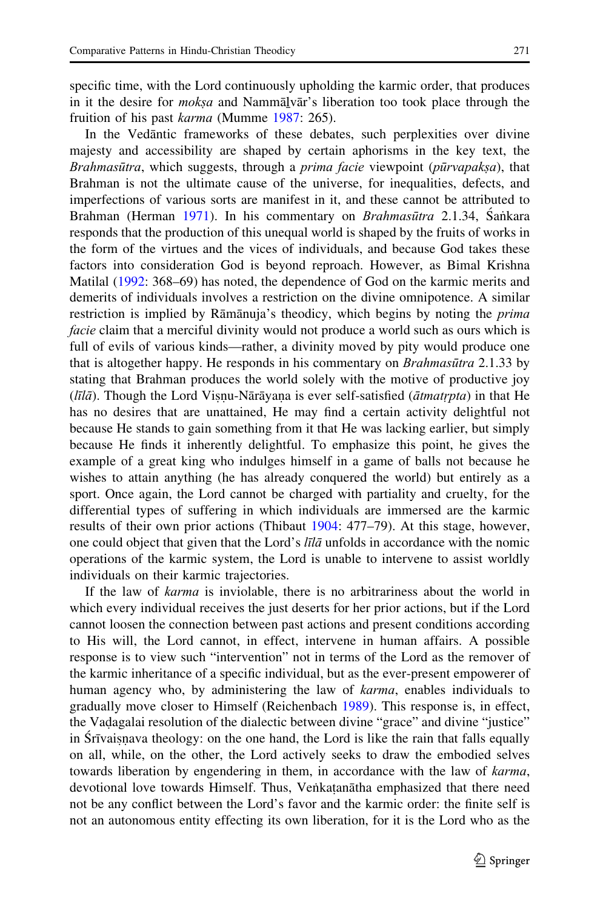specific time, with the Lord continuously upholding the karmic order, that produces in it the desire for *mokṣa* and Nammāḻvār's liberation too took place through the fruition of his past *karma* (Mumme 1987: 265).

In the Vedāntic frameworks of these debates, such perplexities over divine majesty and accessibility are shaped by certain aphorisms in the key text, the *Brahmasūtra*, which suggests, through a *prima facie* viewpoint (*pūrvapakṣa*), that Brahman is not the ultimate cause of the universe, for inequalities, defects, and imperfections of various sorts are manifest in it, and these cannot be attributed to Brahman (Herman 1971). In his commentary on *Brahmasūtra* 2.1.34, Śaṅkara responds that the production of this unequal world is shaped by the fruits of works in the form of the virtues and the vices of individuals, and because God takes these factors into consideration God is beyond reproach. However, as Bimal Krishna Matilal (1992: 368–69) has noted, the dependence of God on the karmic merits and demerits of individuals involves a restriction on the divine omnipotence. A similar restriction is implied by Rāmānuja's theodicy, which begins by noting the *prima facie* claim that a merciful divinity would not produce a world such as ours which is full of evils of various kinds—rather, a divinity moved by pity would produce one that is altogether happy. He responds in his commentary on *Brahmasūtra* 2.1.33 by stating that Brahman produces the world solely with the motive of productive joy (*līlā*). Though the Lord Viṣṇu-Nārāyaṇa is ever self-satisfied (*ātmatṛpta*) in that He has no desires that are unattained, He may find a certain activity delightful not because He stands to gain something from it that He was lacking earlier, but simply because He finds it inherently delightful. To emphasize this point, he gives the example of a great king who indulges himself in a game of balls not because he wishes to attain anything (he has already conquered the world) but entirely as a sport. Once again, the Lord cannot be charged with partiality and cruelty, for the differential types of suffering in which individuals are immersed are the karmic results of their own prior actions (Thibaut 1904: 477–79). At this stage, however, one could object that given that the Lord's *līlā* unfolds in accordance with the nomic operations of the karmic system, the Lord is unable to intervene to assist worldly individuals on their karmic trajectories.

If the law of *karma* is inviolable, there is no arbitrariness about the world in which every individual receives the just deserts for her prior actions, but if the Lord cannot loosen the connection between past actions and present conditions according to His will, the Lord cannot, in effect, intervene in human affairs. A possible response is to view such "intervention" not in terms of the Lord as the remover of the karmic inheritance of a specific individual, but as the ever-present empowerer of human agency who, by administering the law of *karma*, enables individuals to gradually move closer to Himself (Reichenbach 1989). This response is, in effect, the Vaḍagalai resolution of the dialectic between divine "grace" and divine "justice" in Śrīvaiṣṇava theology: on the one hand, the Lord is like the rain that falls equally on all, while, on the other, the Lord actively seeks to draw the embodied selves towards liberation by engendering in them, in accordance with the law of *karma*, devotional love towards Himself. Thus, Veṅkaṭanātha emphasized that there need not be any conflict between the Lord's favor and the karmic order: the finite self is not an autonomous entity effecting its own liberation, for it is the Lord who as the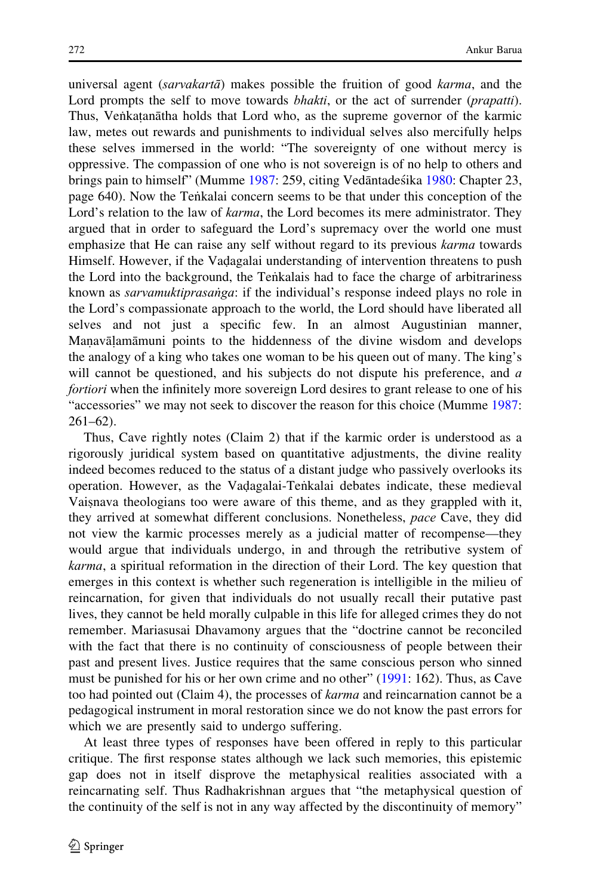universal agent (*sarvakartā*) makes possible the fruition of good *karma*, and the Lord prompts the self to move towards *bhakti*, or the act of surrender (*prapatti*). Thus, Veṅkaṭanātha holds that Lord who, as the supreme governor of the karmic law, metes out rewards and punishments to individual selves also mercifully helps these selves immersed in the world: "The sovereignty of one without mercy is oppressive. The compassion of one who is not sovereign is of no help to others and brings pain to himself" (Mumme 1987: 259, citing Vedāntadeśika 1980: Chapter 23, page 640). Now the Teṅkalai concern seems to be that under this conception of the Lord's relation to the law of *karma*, the Lord becomes its mere administrator. They argued that in order to safeguard the Lord's supremacy over the world one must emphasize that He can raise any self without regard to its previous *karma* towards Himself. However, if the Vaḍagalai understanding of intervention threatens to push the Lord into the background, the Teṅkalais had to face the charge of arbitrariness known as *sarvamuktiprasaṅga*: if the individual's response indeed plays no role in the Lord's compassionate approach to the world, the Lord should have liberated all selves and not just a specific few. In an almost Augustinian manner, Maṇavāḷamāmuni points to the hiddenness of the divine wisdom and develops the analogy of a king who takes one woman to be his queen out of many. The king's will cannot be questioned, and his subjects do not dispute his preference, and *a fortiori* when the infinitely more sovereign Lord desires to grant release to one of his "accessories" we may not seek to discover the reason for this choice (Mumme 1987: 261–62).

Thus, Cave rightly notes (Claim 2) that if the karmic order is understood as a rigorously juridical system based on quantitative adjustments, the divine reality indeed becomes reduced to the status of a distant judge who passively overlooks its operation. However, as the Vaḍagalai-Teṅkalai debates indicate, these medieval Vaiṣṇava theologians too were aware of this theme, and as they grappled with it, they arrived at somewhat different conclusions. Nonetheless, *pace* Cave, they did not view the karmic processes merely as a judicial matter of recompense—they would argue that individuals undergo, in and through the retributive system of *karma*, a spiritual reformation in the direction of their Lord. The key question that emerges in this context is whether such regeneration is intelligible in the milieu of reincarnation, for given that individuals do not usually recall their putative past lives, they cannot be held morally culpable in this life for alleged crimes they do not remember. Mariasusai Dhavamony argues that the "doctrine cannot be reconciled with the fact that there is no continuity of consciousness of people between their past and present lives. Justice requires that the same conscious person who sinned must be punished for his or her own crime and no other" (1991: 162). Thus, as Cave too had pointed out (Claim 4), the processes of *karma* and reincarnation cannot be a pedagogical instrument in moral restoration since we do not know the past errors for which we are presently said to undergo suffering.

At least three types of responses have been offered in reply to this particular critique. The first response states although we lack such memories, this epistemic gap does not in itself disprove the metaphysical realities associated with a reincarnating self. Thus Radhakrishnan argues that "the metaphysical question of the continuity of the self is not in any way affected by the discontinuity of memory"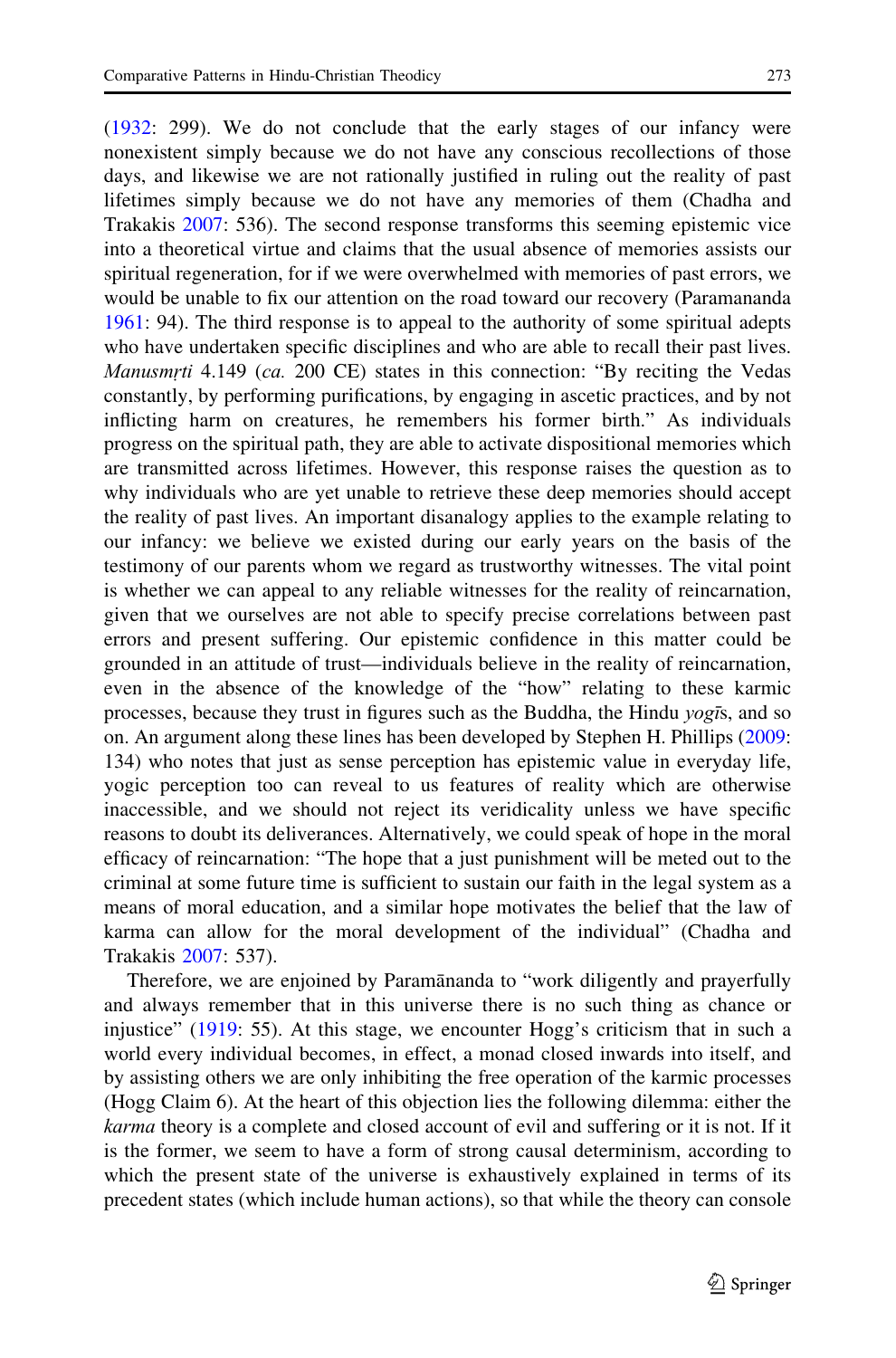(1932: 299). We do not conclude that the early stages of our infancy were nonexistent simply because we do not have any conscious recollections of those days, and likewise we are not rationally justified in ruling out the reality of past lifetimes simply because we do not have any memories of them (Chadha and Trakakis 2007: 536). The second response transforms this seeming epistemic vice into a theoretical virtue and claims that the usual absence of memories assists our spiritual regeneration, for if we were overwhelmed with memories of past errors, we would be unable to fix our attention on the road toward our recovery (Paramananda 1961: 94). The third response is to appeal to the authority of some spiritual adepts who have undertaken specific disciplines and who are able to recall their past lives. *Manusmṛti* 4.149 (*ca.* 200 CE) states in this connection: "By reciting the Vedas constantly, by performing purifications, by engaging in ascetic practices, and by not inflicting harm on creatures, he remembers his former birth." As individuals progress on the spiritual path, they are able to activate dispositional memories which are transmitted across lifetimes. However, this response raises the question as to why individuals who are yet unable to retrieve these deep memories should accept the reality of past lives. An important disanalogy applies to the example relating to our infancy: we believe we existed during our early years on the basis of the testimony of our parents whom we regard as trustworthy witnesses. The vital point is whether we can appeal to any reliable witnesses for the reality of reincarnation, given that we ourselves are not able to specify precise correlations between past errors and present suffering. Our epistemic confidence in this matter could be grounded in an attitude of trust—individuals believe in the reality of reincarnation, even in the absence of the knowledge of the "how" relating to these karmic processes, because they trust in figures such as the Buddha, the Hindu *yogī*s, and so on. An argument along these lines has been developed by Stephen H. Phillips (2009: 134) who notes that just as sense perception has epistemic value in everyday life, yogic perception too can reveal to us features of reality which are otherwise inaccessible, and we should not reject its veridicality unless we have specific reasons to doubt its deliverances. Alternatively, we could speak of hope in the moral efficacy of reincarnation: "The hope that a just punishment will be meted out to the criminal at some future time is sufficient to sustain our faith in the legal system as a means of moral education, and a similar hope motivates the belief that the law of karma can allow for the moral development of the individual" (Chadha and Trakakis 2007: 537).

Therefore, we are enjoined by Paramānanda to "work diligently and prayerfully and always remember that in this universe there is no such thing as chance or injustice" (1919: 55). At this stage, we encounter Hogg's criticism that in such a world every individual becomes, in effect, a monad closed inwards into itself, and by assisting others we are only inhibiting the free operation of the karmic processes (Hogg Claim 6). At the heart of this objection lies the following dilemma: either the *karma* theory is a complete and closed account of evil and suffering or it is not. If it is the former, we seem to have a form of strong causal determinism, according to which the present state of the universe is exhaustively explained in terms of its precedent states (which include human actions), so that while the theory can console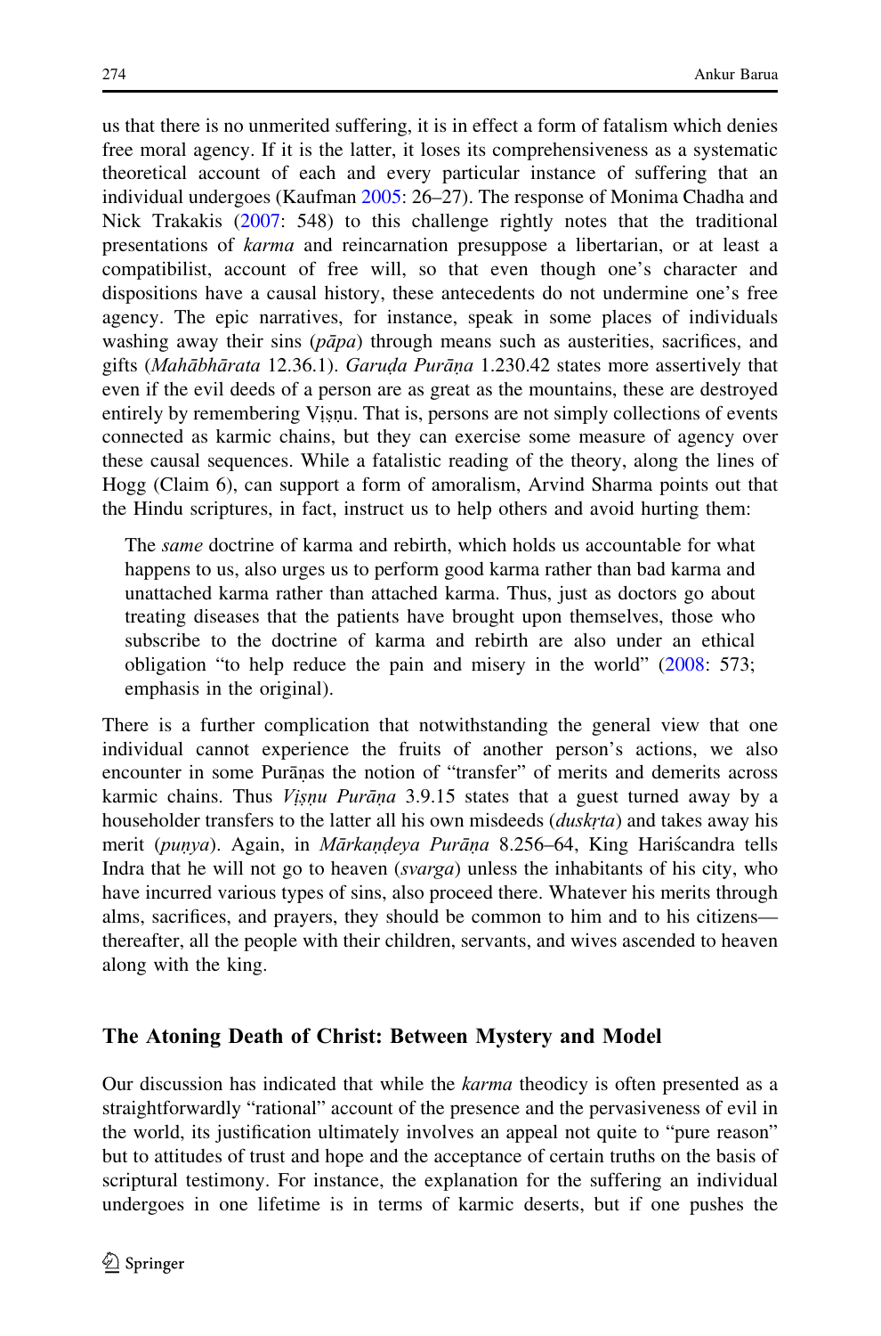us that there is no unmerited suffering, it is in effect a form of fatalism which denies free moral agency. If it is the latter, it loses its comprehensiveness as a systematic theoretical account of each and every particular instance of suffering that an individual undergoes (Kaufman 2005: 26–27). The response of Monima Chadha and Nick Trakakis (2007: 548) to this challenge rightly notes that the traditional presentations of *karma* and reincarnation presuppose a libertarian, or at least a compatibilist, account of free will, so that even though one's character and dispositions have a causal history, these antecedents do not undermine one's free agency. The epic narratives, for instance, speak in some places of individuals washing away their sins (*pāpa*) through means such as austerities, sacrifices, and gifts (*Mahābhārata* 12.36.1). *Garuḍa Purāṇa* 1.230.42 states more assertively that even if the evil deeds of a person are as great as the mountains, these are destroyed entirely by remembering Viṣṇu. That is, persons are not simply collections of events connected as karmic chains, but they can exercise some measure of agency over these causal sequences. While a fatalistic reading of the theory, along the lines of Hogg (Claim 6), can support a form of amoralism, Arvind Sharma points out that the Hindu scriptures, in fact, instruct us to help others and avoid hurting them:

> The *same* doctrine of karma and rebirth, which holds us accountable for what happens to us, also urges us to perform good karma rather than bad karma and unattached karma rather than attached karma. Thus, just as doctors go about treating diseases that the patients have brought upon themselves, those who subscribe to the doctrine of karma and rebirth are also under an ethical obligation "to help reduce the pain and misery in the world" (2008: 573; emphasis in the original).

There is a further complication that notwithstanding the general view that one individual cannot experience the fruits of another person's actions, we also encounter in some Purāṇas the notion of "transfer" of merits and demerits across karmic chains. Thus *Viṣṇu Purāṇa* 3.9.15 states that a guest turned away by a householder transfers to the latter all his own misdeeds (*duskṛta*) and takes away his merit (*puṇya*). Again, in *Mārkaṇḍeya Purāṇa* 8.256–64, King Hariścandra tells Indra that he will not go to heaven (*svarga*) unless the inhabitants of his city, who have incurred various types of sins, also proceed there. Whatever his merits through alms, sacrifices, and prayers, they should be common to him and to his citizens—thereafter, all the people with their children, servants, and wives ascended to heaven along with the king.

## The Atoning Death of Christ: Between Mystery and Model

Our discussion has indicated that while the *karma* theodicy is often presented as a straightforwardly "rational" account of the presence and the pervasiveness of evil in the world, its justification ultimately involves an appeal not quite to "pure reason" but to attitudes of trust and hope and the acceptance of certain truths on the basis of scriptural testimony. For instance, the explanation for the suffering an individual undergoes in one lifetime is in terms of karmic deserts, but if one pushes the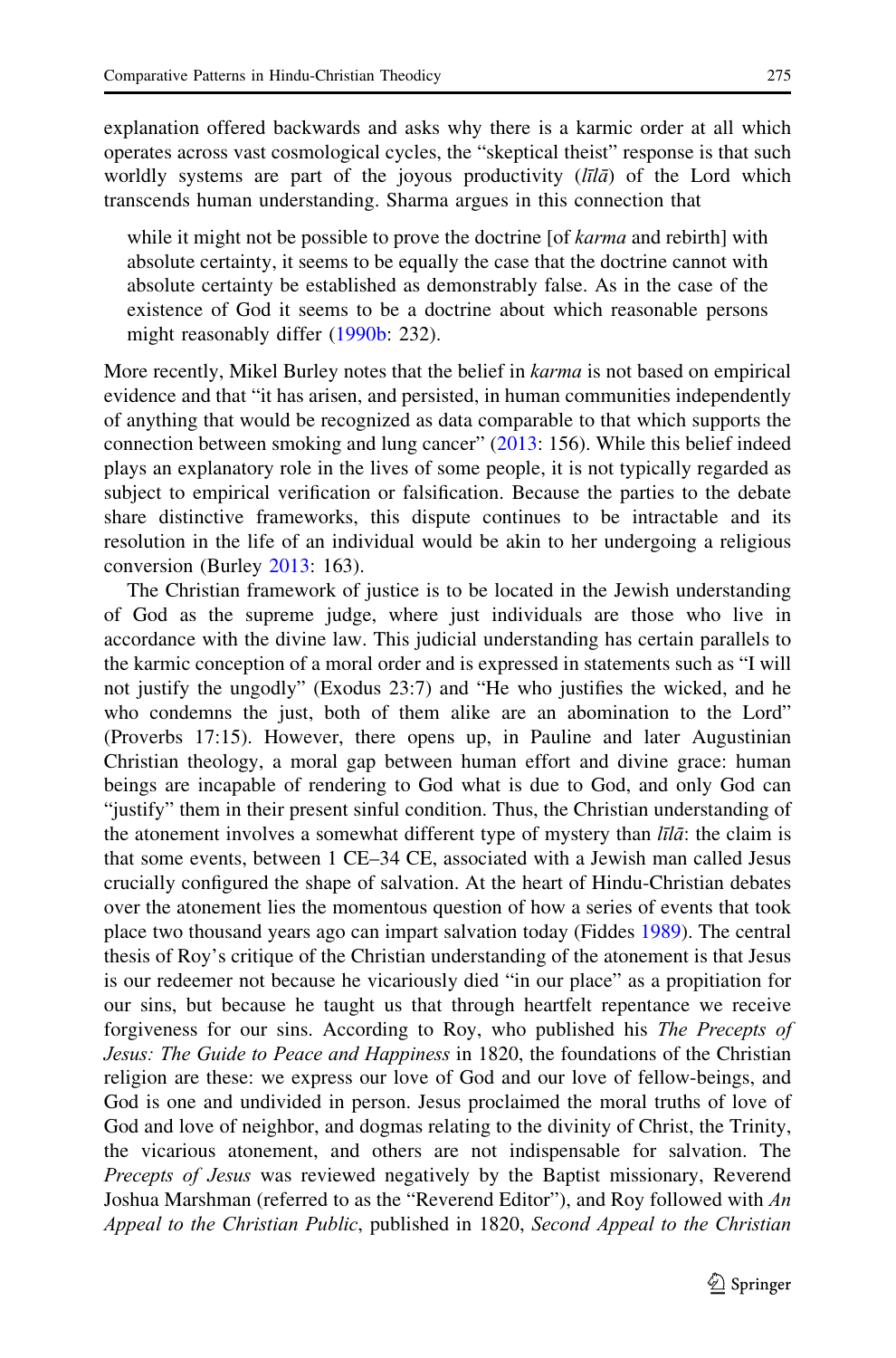explanation offered backwards and asks why there is a karmic order at all which operates across vast cosmological cycles, the "skeptical theist" response is that such worldly systems are part of the joyous productivity (*līlā*) of the Lord which transcends human understanding. Sharma argues in this connection that

> while it might not be possible to prove the doctrine [of *karma* and rebirth] with absolute certainty, it seems to be equally the case that the doctrine cannot with absolute certainty be established as demonstrably false. As in the case of the existence of God it seems to be a doctrine about which reasonable persons might reasonably differ (1990b: 232).

More recently, Mikel Burley notes that the belief in *karma* is not based on empirical evidence and that "it has arisen, and persisted, in human communities independently of anything that would be recognized as data comparable to that which supports the connection between smoking and lung cancer" (2013: 156). While this belief indeed plays an explanatory role in the lives of some people, it is not typically regarded as subject to empirical verification or falsification. Because the parties to the debate share distinctive frameworks, this dispute continues to be intractable and its resolution in the life of an individual would be akin to her undergoing a religious conversion (Burley 2013: 163).

The Christian framework of justice is to be located in the Jewish understanding of God as the supreme judge, where just individuals are those who live in accordance with the divine law. This judicial understanding has certain parallels to the karmic conception of a moral order and is expressed in statements such as "I will not justify the ungodly" (Exodus 23:7) and "He who justifies the wicked, and he who condemns the just, both of them alike are an abomination to the Lord" (Proverbs 17:15). However, there opens up, in Pauline and later Augustinian Christian theology, a moral gap between human effort and divine grace: human beings are incapable of rendering to God what is due to God, and only God can "justify" them in their present sinful condition. Thus, the Christian understanding of the atonement involves a somewhat different type of mystery than *līlā*: the claim is that some events, between 1 CE–34 CE, associated with a Jewish man called Jesus crucially configured the shape of salvation. At the heart of Hindu-Christian debates over the atonement lies the momentous question of how a series of events that took place two thousand years ago can impart salvation today (Fiddes 1989). The central thesis of Roy's critique of the Christian understanding of the atonement is that Jesus is our redeemer not because he vicariously died "in our place" as a propitiation for our sins, but because he taught us that through heartfelt repentance we receive forgiveness for our sins. According to Roy, who published his *The Precepts of Jesus: The Guide to Peace and Happiness* in 1820, the foundations of the Christian religion are these: we express our love of God and our love of fellow-beings, and God is one and undivided in person. Jesus proclaimed the moral truths of love of God and love of neighbor, and dogmas relating to the divinity of Christ, the Trinity, the vicarious atonement, and others are not indispensable for salvation. The *Precepts of Jesus* was reviewed negatively by the Baptist missionary, Reverend Joshua Marshman (referred to as the "Reverend Editor"), and Roy followed with *An Appeal to the Christian Public*, published in 1820, *Second Appeal to the Christian*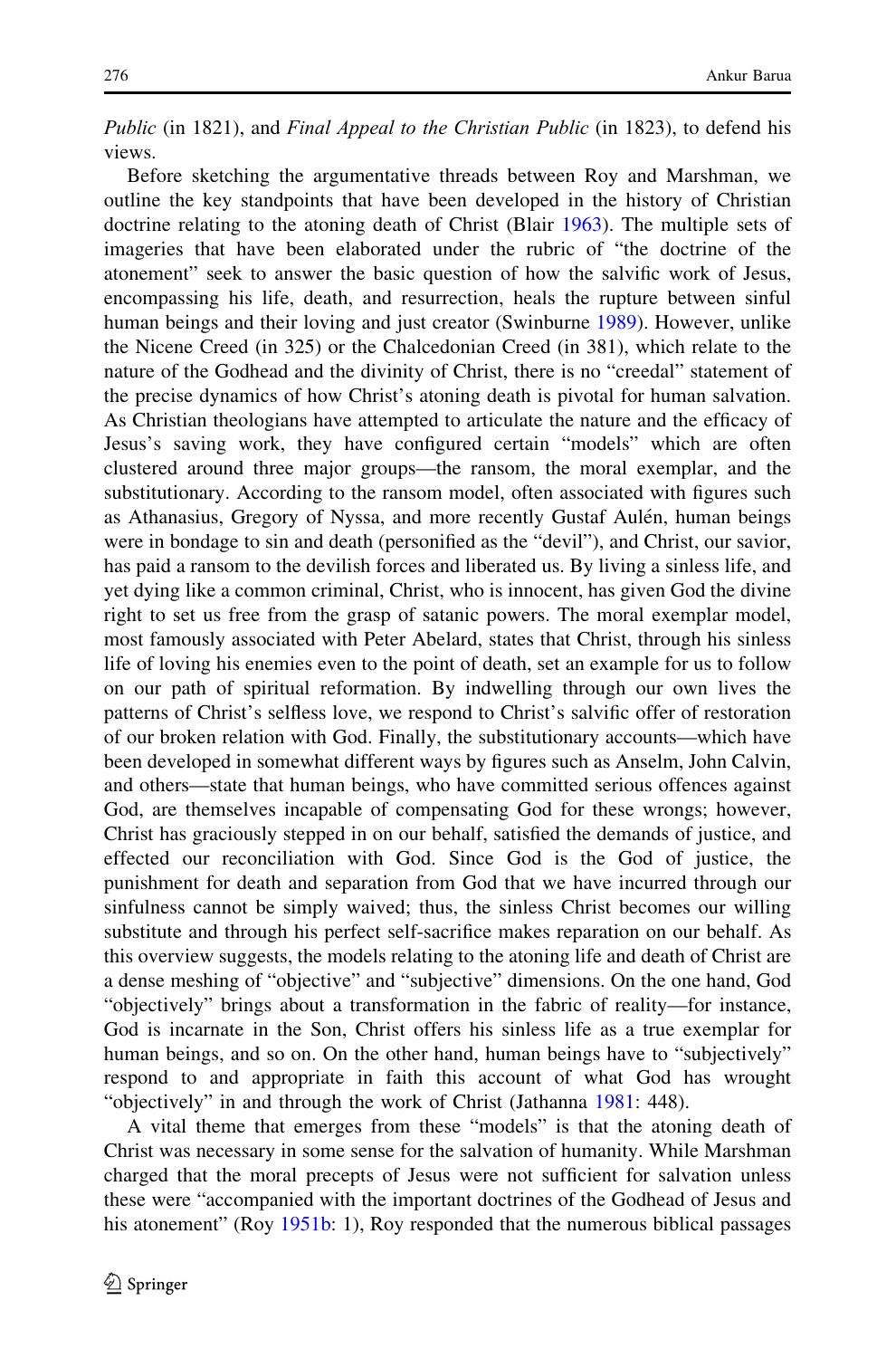*Public* (in 1821), and *Final Appeal to the Christian Public* (in 1823), to defend his views.

Before sketching the argumentative threads between Roy and Marshman, we outline the key standpoints that have been developed in the history of Christian doctrine relating to the atoning death of Christ (Blair 1963). The multiple sets of imageries that have been elaborated under the rubric of "the doctrine of the atonement" seek to answer the basic question of how the salvific work of Jesus, encompassing his life, death, and resurrection, heals the rupture between sinful human beings and their loving and just creator (Swinburne 1989). However, unlike the Nicene Creed (in 325) or the Chalcedonian Creed (in 381), which relate to the nature of the Godhead and the divinity of Christ, there is no "creedal" statement of the precise dynamics of how Christ's atoning death is pivotal for human salvation. As Christian theologians have attempted to articulate the nature and the efficacy of Jesus's saving work, they have configured certain "models" which are often clustered around three major groups—the ransom, the moral exemplar, and the substitutionary. According to the ransom model, often associated with figures such as Athanasius, Gregory of Nyssa, and more recently Gustaf Aulén, human beings were in bondage to sin and death (personified as the "devil"), and Christ, our savior, has paid a ransom to the devilish forces and liberated us. By living a sinless life, and yet dying like a common criminal, Christ, who is innocent, has given God the divine right to set us free from the grasp of satanic powers. The moral exemplar model, most famously associated with Peter Abelard, states that Christ, through his sinless life of loving his enemies even to the point of death, set an example for us to follow on our path of spiritual reformation. By indwelling through our own lives the patterns of Christ's selfless love, we respond to Christ's salvific offer of restoration of our broken relation with God. Finally, the substitutionary accounts—which have been developed in somewhat different ways by figures such as Anselm, John Calvin, and others—state that human beings, who have committed serious offences against God, are themselves incapable of compensating God for these wrongs; however, Christ has graciously stepped in on our behalf, satisfied the demands of justice, and effected our reconciliation with God. Since God is the God of justice, the punishment for death and separation from God that we have incurred through our sinfulness cannot be simply waived; thus, the sinless Christ becomes our willing substitute and through his perfect self-sacrifice makes reparation on our behalf. As this overview suggests, the models relating to the atoning life and death of Christ are a dense meshing of "objective" and "subjective" dimensions. On the one hand, God "objectively" brings about a transformation in the fabric of reality—for instance, God is incarnate in the Son, Christ offers his sinless life as a true exemplar for human beings, and so on. On the other hand, human beings have to "subjectively" respond to and appropriate in faith this account of what God has wrought "objectively" in and through the work of Christ (Jathanna 1981: 448).

A vital theme that emerges from these "models" is that the atoning death of Christ was necessary in some sense for the salvation of humanity. While Marshman charged that the moral precepts of Jesus were not sufficient for salvation unless these were "accompanied with the important doctrines of the Godhead of Jesus and his atonement" (Roy 1951b: 1), Roy responded that the numerous biblical passages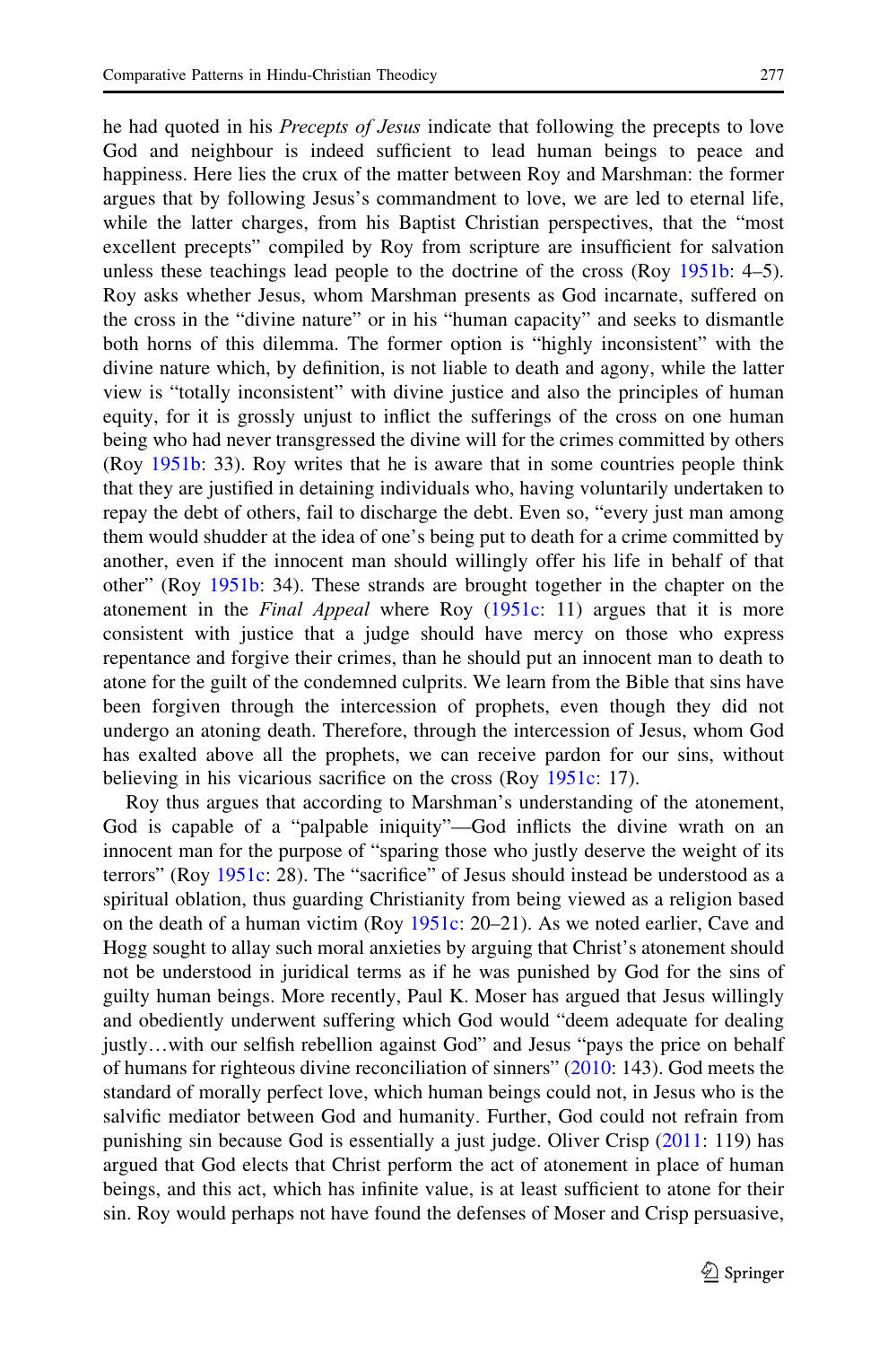he had quoted in his *Precepts of Jesus* indicate that following the precepts to love God and neighbour is indeed sufficient to lead human beings to peace and happiness. Here lies the crux of the matter between Roy and Marshman: the former argues that by following Jesus's commandment to love, we are led to eternal life, while the latter charges, from his Baptist Christian perspectives, that the "most excellent precepts" compiled by Roy from scripture are insufficient for salvation unless these teachings lead people to the doctrine of the cross (Roy 1951b: 4–5). Roy asks whether Jesus, whom Marshman presents as God incarnate, suffered on the cross in the "divine nature" or in his "human capacity" and seeks to dismantle both horns of this dilemma. The former option is "highly inconsistent" with the divine nature which, by definition, is not liable to death and agony, while the latter view is "totally inconsistent" with divine justice and also the principles of human equity, for it is grossly unjust to inflict the sufferings of the cross on one human being who had never transgressed the divine will for the crimes committed by others (Roy 1951b: 33). Roy writes that he is aware that in some countries people think that they are justified in detaining individuals who, having voluntarily undertaken to repay the debt of others, fail to discharge the debt. Even so, "every just man among them would shudder at the idea of one's being put to death for a crime committed by another, even if the innocent man should willingly offer his life in behalf of that other" (Roy 1951b: 34). These strands are brought together in the chapter on the atonement in the *Final Appeal* where Roy (1951c: 11) argues that it is more consistent with justice that a judge should have mercy on those who express repentance and forgive their crimes, than he should put an innocent man to death to atone for the guilt of the condemned culprits. We learn from the Bible that sins have been forgiven through the intercession of prophets, even though they did not undergo an atoning death. Therefore, through the intercession of Jesus, whom God has exalted above all the prophets, we can receive pardon for our sins, without believing in his vicarious sacrifice on the cross (Roy 1951c: 17).

Roy thus argues that according to Marshman's understanding of the atonement, God is capable of a "palpable iniquity"—God inflicts the divine wrath on an innocent man for the purpose of "sparing those who justly deserve the weight of its terrors" (Roy 1951c: 28). The "sacrifice" of Jesus should instead be understood as a spiritual oblation, thus guarding Christianity from being viewed as a religion based on the death of a human victim (Roy 1951c: 20–21). As we noted earlier, Cave and Hogg sought to allay such moral anxieties by arguing that Christ's atonement should not be understood in juridical terms as if he was punished by God for the sins of guilty human beings. More recently, Paul K. Moser has argued that Jesus willingly and obediently underwent suffering which God would "deem adequate for dealing justly…with our selfish rebellion against God" and Jesus "pays the price on behalf of humans for righteous divine reconciliation of sinners" (2010: 143). God meets the standard of morally perfect love, which human beings could not, in Jesus who is the salvific mediator between God and humanity. Further, God could not refrain from punishing sin because God is essentially a just judge. Oliver Crisp (2011: 119) has argued that God elects that Christ perform the act of atonement in place of human beings, and this act, which has infinite value, is at least sufficient to atone for their sin. Roy would perhaps not have found the defenses of Moser and Crisp persuasive,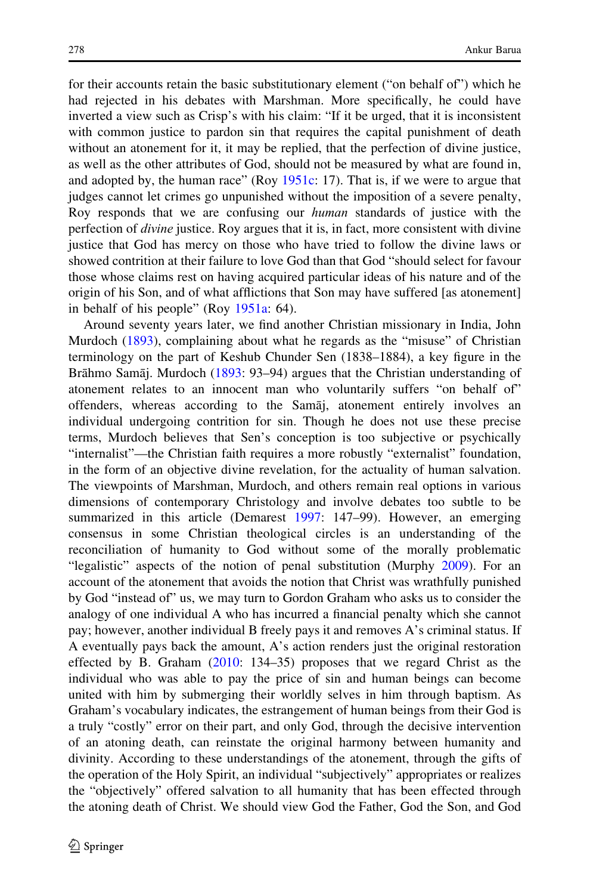for their accounts retain the basic substitutionary element ("on behalf of") which he had rejected in his debates with Marshman. More specifically, he could have inverted a view such as Crisp's with his claim: "If it be urged, that it is inconsistent with common justice to pardon sin that requires the capital punishment of death without an atonement for it, it may be replied, that the perfection of divine justice, as well as the other attributes of God, should not be measured by what are found in, and adopted by, the human race" (Roy 1951c: 17). That is, if we were to argue that judges cannot let crimes go unpunished without the imposition of a severe penalty, Roy responds that we are confusing our *human* standards of justice with the perfection of *divine* justice. Roy argues that it is, in fact, more consistent with divine justice that God has mercy on those who have tried to follow the divine laws or showed contrition at their failure to love God than that God "should select for favour those whose claims rest on having acquired particular ideas of his nature and of the origin of his Son, and of what afflictions that Son may have suffered [as atonement] in behalf of his people" (Roy 1951a: 64).

Around seventy years later, we find another Christian missionary in India, John Murdoch (1893), complaining about what he regards as the "misuse" of Christian terminology on the part of Keshub Chunder Sen (1838–1884), a key figure in the Brāhmo Samāj. Murdoch (1893: 93–94) argues that the Christian understanding of atonement relates to an innocent man who voluntarily suffers "on behalf of" offenders, whereas according to the Samāj, atonement entirely involves an individual undergoing contrition for sin. Though he does not use these precise terms, Murdoch believes that Sen's conception is too subjective or psychically "internalist"—the Christian faith requires a more robustly "externalist" foundation, in the form of an objective divine revelation, for the actuality of human salvation. The viewpoints of Marshman, Murdoch, and others remain real options in various dimensions of contemporary Christology and involve debates too subtle to be summarized in this article (Demarest 1997: 147–99). However, an emerging consensus in some Christian theological circles is an understanding of the reconciliation of humanity to God without some of the morally problematic "legalistic" aspects of the notion of penal substitution (Murphy 2009). For an account of the atonement that avoids the notion that Christ was wrathfully punished by God "instead of" us, we may turn to Gordon Graham who asks us to consider the analogy of one individual A who has incurred a financial penalty which she cannot pay; however, another individual B freely pays it and removes A's criminal status. If A eventually pays back the amount, A's action renders just the original restoration effected by B. Graham (2010: 134–35) proposes that we regard Christ as the individual who was able to pay the price of sin and human beings can become united with him by submerging their worldly selves in him through baptism. As Graham's vocabulary indicates, the estrangement of human beings from their God is a truly "costly" error on their part, and only God, through the decisive intervention of an atoning death, can reinstate the original harmony between humanity and divinity. According to these understandings of the atonement, through the gifts of the operation of the Holy Spirit, an individual "subjectively" appropriates or realizes the "objectively" offered salvation to all humanity that has been effected through the atoning death of Christ. We should view God the Father, God the Son, and God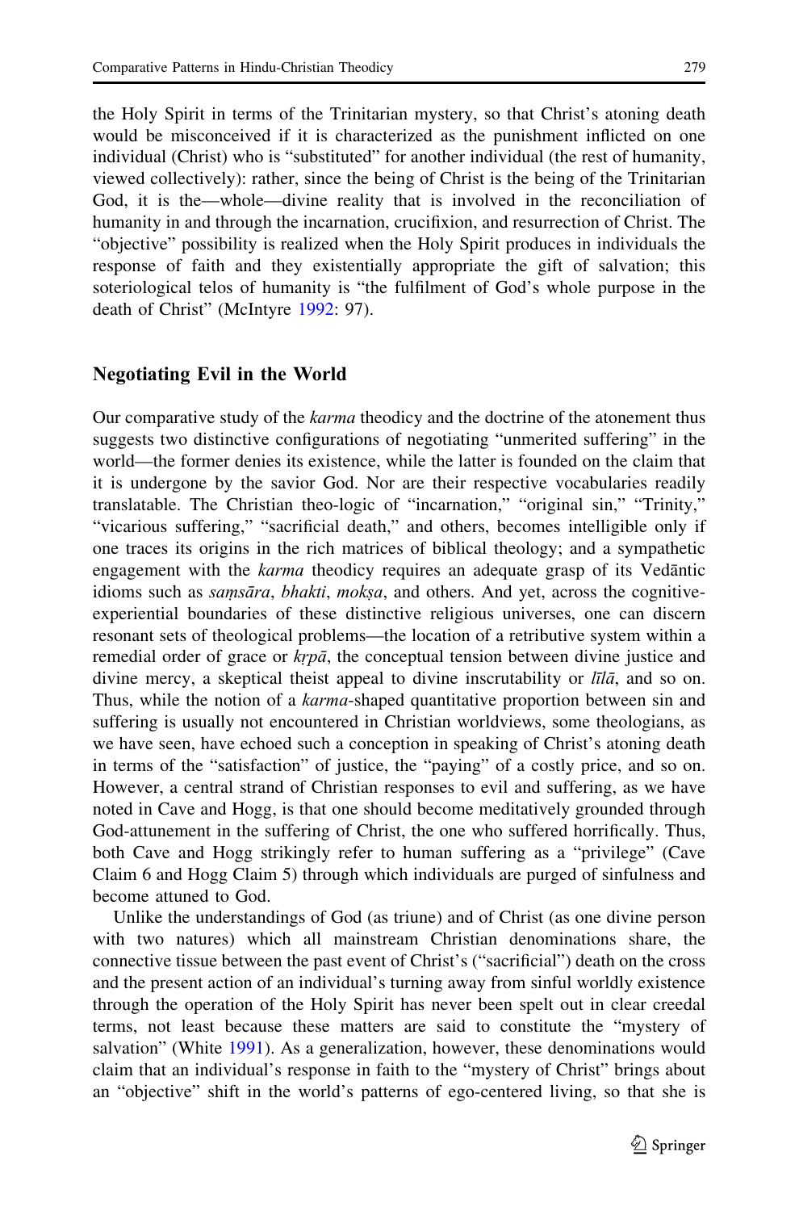the Holy Spirit in terms of the Trinitarian mystery, so that Christ's atoning death would be misconceived if it is characterized as the punishment inflicted on one individual (Christ) who is "substituted" for another individual (the rest of humanity, viewed collectively): rather, since the being of Christ is the being of the Trinitarian God, it is the—whole—divine reality that is involved in the reconciliation of humanity in and through the incarnation, crucifixion, and resurrection of Christ. The "objective" possibility is realized when the Holy Spirit produces in individuals the response of faith and they existentially appropriate the gift of salvation; this soteriological telos of humanity is "the fulfilment of God's whole purpose in the death of Christ" (McIntyre 1992: 97).

## Negotiating Evil in the World

Our comparative study of the *karma* theodicy and the doctrine of the atonement thus suggests two distinctive configurations of negotiating "unmerited suffering" in the world—the former denies its existence, while the latter is founded on the claim that it is undergone by the savior God. Nor are their respective vocabularies readily translatable. The Christian theo-logic of "incarnation," "original sin," "Trinity," "vicarious suffering," "sacrificial death," and others, becomes intelligible only if one traces its origins in the rich matrices of biblical theology; and a sympathetic engagement with the *karma* theodicy requires an adequate grasp of its Vedāntic idioms such as *saṃsāra*, *bhakti*, *mokṣa*, and others. And yet, across the cognitive-experiential boundaries of these distinctive religious universes, one can discern resonant sets of theological problems—the location of a retributive system within a remedial order of grace or *kṛpā*, the conceptual tension between divine justice and divine mercy, a skeptical theist appeal to divine inscrutability or *līlā*, and so on. Thus, while the notion of a *karma*-shaped quantitative proportion between sin and suffering is usually not encountered in Christian worldviews, some theologians, as we have seen, have echoed such a conception in speaking of Christ's atoning death in terms of the "satisfaction" of justice, the "paying" of a costly price, and so on. However, a central strand of Christian responses to evil and suffering, as we have noted in Cave and Hogg, is that one should become meditatively grounded through God-attunement in the suffering of Christ, the one who suffered horrifically. Thus, both Cave and Hogg strikingly refer to human suffering as a "privilege" (Cave Claim 6 and Hogg Claim 5) through which individuals are purged of sinfulness and become attuned to God.

Unlike the understandings of God (as triune) and of Christ (as one divine person with two natures) which all mainstream Christian denominations share, the connective tissue between the past event of Christ's ("sacrificial") death on the cross and the present action of an individual's turning away from sinful worldly existence through the operation of the Holy Spirit has never been spelt out in clear creedal terms, not least because these matters are said to constitute the "mystery of salvation" (White 1991). As a generalization, however, these denominations would claim that an individual's response in faith to the "mystery of Christ" brings about an "objective" shift in the world's patterns of ego-centered living, so that she is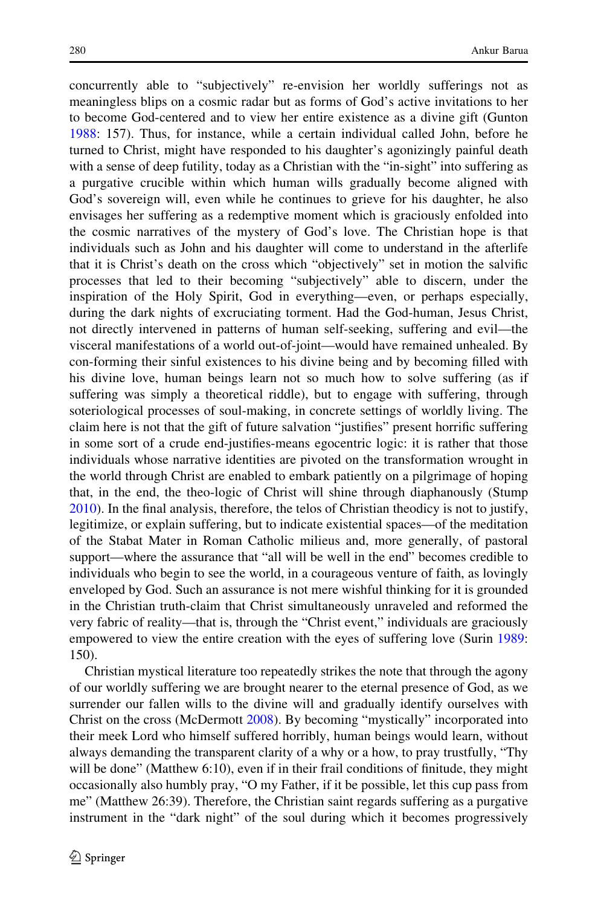concurrently able to "subjectively" re-envision her worldly sufferings not as meaningless blips on a cosmic radar but as forms of God's active invitations to her to become God-centered and to view her entire existence as a divine gift (Gunton 1988: 157). Thus, for instance, while a certain individual called John, before he turned to Christ, might have responded to his daughter's agonizingly painful death with a sense of deep futility, today as a Christian with the "in-sight" into suffering as a purgative crucible within which human wills gradually become aligned with God's sovereign will, even while he continues to grieve for his daughter, he also envisages her suffering as a redemptive moment which is graciously enfolded into the cosmic narratives of the mystery of God's love. The Christian hope is that individuals such as John and his daughter will come to understand in the afterlife that it is Christ's death on the cross which "objectively" set in motion the salvific processes that led to their becoming "subjectively" able to discern, under the inspiration of the Holy Spirit, God in everything—even, or perhaps especially, during the dark nights of excruciating torment. Had the God-human, Jesus Christ, not directly intervened in patterns of human self-seeking, suffering and evil—the visceral manifestations of a world out-of-joint—would have remained unhealed. By con-forming their sinful existences to his divine being and by becoming filled with his divine love, human beings learn not so much how to solve suffering (as if suffering was simply a theoretical riddle), but to engage with suffering, through soteriological processes of soul-making, in concrete settings of worldly living. The claim here is not that the gift of future salvation "justifies" present horrific suffering in some sort of a crude end-justifies-means egocentric logic: it is rather that those individuals whose narrative identities are pivoted on the transformation wrought in the world through Christ are enabled to embark patiently on a pilgrimage of hoping that, in the end, the theo-logic of Christ will shine through diaphanously (Stump 2010). In the final analysis, therefore, the telos of Christian theodicy is not to justify, legitimize, or explain suffering, but to indicate existential spaces—of the meditation of the Stabat Mater in Roman Catholic milieus and, more generally, of pastoral support—where the assurance that "all will be well in the end" becomes credible to individuals who begin to see the world, in a courageous venture of faith, as lovingly enveloped by God. Such an assurance is not mere wishful thinking for it is grounded in the Christian truth-claim that Christ simultaneously unraveled and reformed the very fabric of reality—that is, through the "Christ event," individuals are graciously empowered to view the entire creation with the eyes of suffering love (Surin 1989: 150).

Christian mystical literature too repeatedly strikes the note that through the agony of our worldly suffering we are brought nearer to the eternal presence of God, as we surrender our fallen wills to the divine will and gradually identify ourselves with Christ on the cross (McDermott 2008). By becoming "mystically" incorporated into their meek Lord who himself suffered horribly, human beings would learn, without always demanding the transparent clarity of a why or a how, to pray trustfully, "Thy will be done" (Matthew 6:10), even if in their frail conditions of finitude, they might occasionally also humbly pray, "O my Father, if it be possible, let this cup pass from me" (Matthew 26:39). Therefore, the Christian saint regards suffering as a purgative instrument in the "dark night" of the soul during which it becomes progressively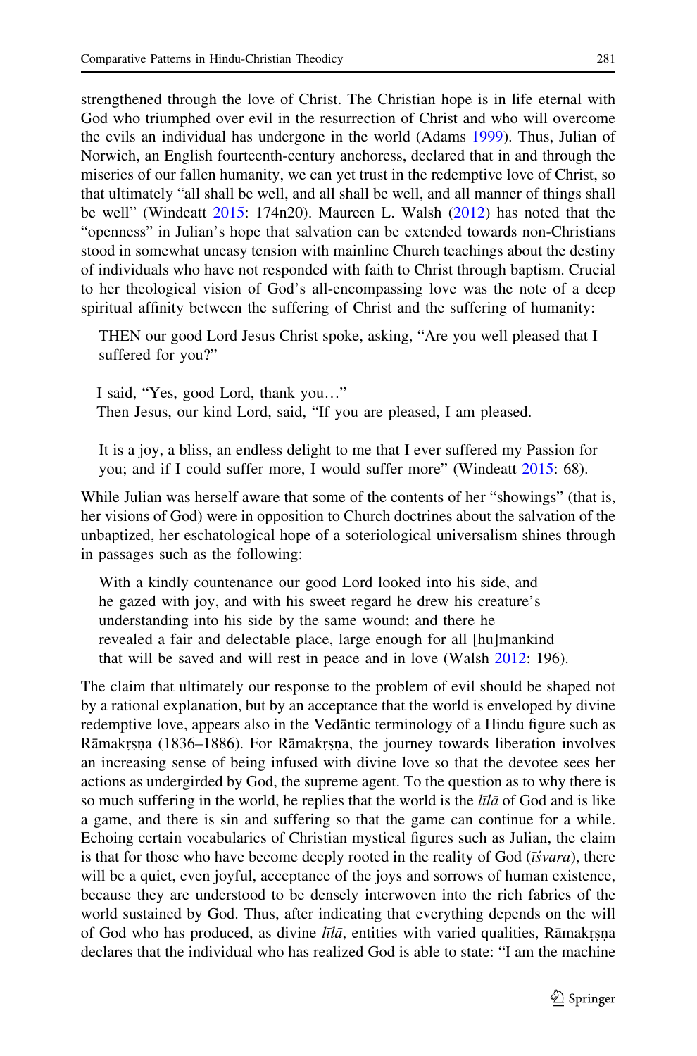strengthened through the love of Christ. The Christian hope is in life eternal with God who triumphed over evil in the resurrection of Christ and who will overcome the evils an individual has undergone in the world (Adams 1999). Thus, Julian of Norwich, an English fourteenth-century anchoress, declared that in and through the miseries of our fallen humanity, we can yet trust in the redemptive love of Christ, so that ultimately "all shall be well, and all shall be well, and all manner of things shall be well" (Windeatt 2015: 174n20). Maureen L. Walsh (2012) has noted that the "openness" in Julian's hope that salvation can be extended towards non-Christians stood in somewhat uneasy tension with mainline Church teachings about the destiny of individuals who have not responded with faith to Christ through baptism. Crucial to her theological vision of God's all-encompassing love was the note of a deep spiritual affinity between the suffering of Christ and the suffering of humanity:

> THEN our good Lord Jesus Christ spoke, asking, "Are you well pleased that I suffered for you?"
>
> I said, "Yes, good Lord, thank you…"
> Then Jesus, our kind Lord, said, "If you are pleased, I am pleased.
>
> It is a joy, a bliss, an endless delight to me that I ever suffered my Passion for you; and if I could suffer more, I would suffer more" (Windeatt 2015: 68).

While Julian was herself aware that some of the contents of her "showings" (that is, her visions of God) were in opposition to Church doctrines about the salvation of the unbaptized, her eschatological hope of a soteriological universalism shines through in passages such as the following:

> With a kindly countenance our good Lord looked into his side, and he gazed with joy, and with his sweet regard he drew his creature's understanding into his side by the same wound; and there he revealed a fair and delectable place, large enough for all [hu]mankind that will be saved and will rest in peace and in love (Walsh 2012: 196).

The claim that ultimately our response to the problem of evil should be shaped not by a rational explanation, but by an acceptance that the world is enveloped by divine redemptive love, appears also in the Vedāntic terminology of a Hindu figure such as Rāmakṛṣṇa (1836–1886). For Rāmakṛṣṇa, the journey towards liberation involves an increasing sense of being infused with divine love so that the devotee sees her actions as undergirded by God, the supreme agent. To the question as to why there is so much suffering in the world, he replies that the world is the *līlā* of God and is like a game, and there is sin and suffering so that the game can continue for a while. Echoing certain vocabularies of Christian mystical figures such as Julian, the claim is that for those who have become deeply rooted in the reality of God (*īśvara*), there will be a quiet, even joyful, acceptance of the joys and sorrows of human existence, because they are understood to be densely interwoven into the rich fabrics of the world sustained by God. Thus, after indicating that everything depends on the will of God who has produced, as divine *līlā*, entities with varied qualities, Rāmakṛṣṇa declares that the individual who has realized God is able to state: "I am the machine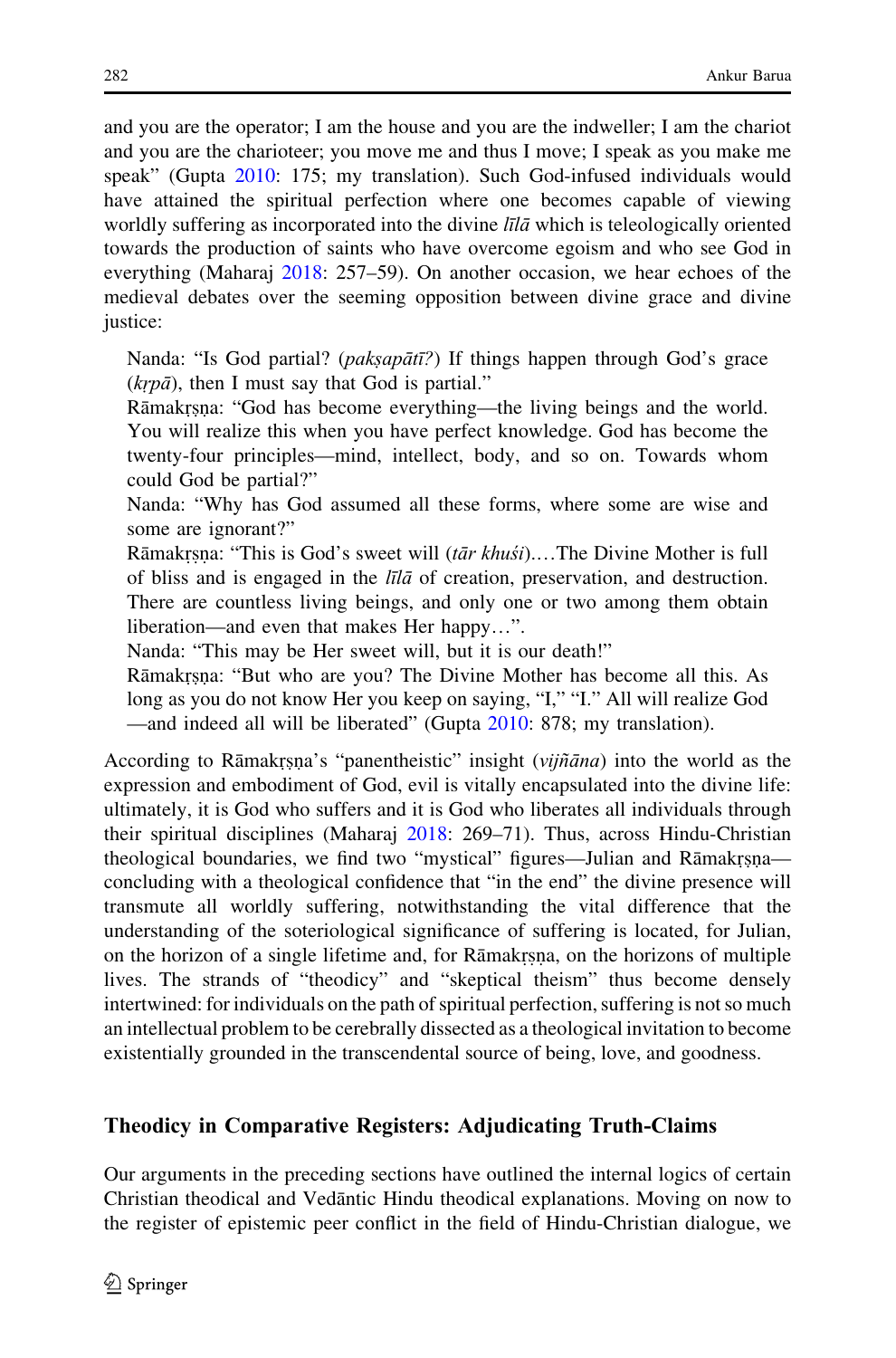and you are the operator; I am the house and you are the indweller; I am the chariot and you are the charioteer; you move me and thus I move; I speak as you make me speak" (Gupta 2010: 175; my translation). Such God-infused individuals would have attained the spiritual perfection where one becomes capable of viewing worldly suffering as incorporated into the divine *līlā* which is teleologically oriented towards the production of saints who have overcome egoism and who see God in everything (Maharaj 2018: 257–59). On another occasion, we hear echoes of the medieval debates over the seeming opposition between divine grace and divine justice:

> Nanda: "Is God partial? (*pakṣapātī?*) If things happen through God's grace (*kṛpā*), then I must say that God is partial."
>
> Rāmakṛṣṇa: "God has become everything—the living beings and the world. You will realize this when you have perfect knowledge. God has become the twenty-four principles—mind, intellect, body, and so on. Towards whom could God be partial?"
>
> Nanda: "Why has God assumed all these forms, where some are wise and some are ignorant?"
>
> Rāmakṛṣṇa: "This is God's sweet will (*tār khuśi*).…The Divine Mother is full of bliss and is engaged in the *līlā* of creation, preservation, and destruction. There are countless living beings, and only one or two among them obtain liberation—and even that makes Her happy…".
>
> Nanda: "This may be Her sweet will, but it is our death!"
>
> Rāmakṛṣṇa: "But who are you? The Divine Mother has become all this. As long as you do not know Her you keep on saying, "I," "I." All will realize God—and indeed all will be liberated" (Gupta 2010: 878; my translation).

According to Rāmakṛṣṇa's "panentheistic" insight (*vijñāna*) into the world as the expression and embodiment of God, evil is vitally encapsulated into the divine life: ultimately, it is God who suffers and it is God who liberates all individuals through their spiritual disciplines (Maharaj 2018: 269–71). Thus, across Hindu-Christian theological boundaries, we find two "mystical" figures—Julian and Rāmakṛṣṇa—concluding with a theological confidence that "in the end" the divine presence will transmute all worldly suffering, notwithstanding the vital difference that the understanding of the soteriological significance of suffering is located, for Julian, on the horizon of a single lifetime and, for Rāmakṛṣṇa, on the horizons of multiple lives. The strands of "theodicy" and "skeptical theism" thus become densely intertwined: for individuals on the path of spiritual perfection, suffering is not so much an intellectual problem to be cerebrally dissected as a theological invitation to become existentially grounded in the transcendental source of being, love, and goodness.

## Theodicy in Comparative Registers: Adjudicating Truth-Claims

Our arguments in the preceding sections have outlined the internal logics of certain Christian theodical and Vedāntic Hindu theodical explanations. Moving on now to the register of epistemic peer conflict in the field of Hindu-Christian dialogue, we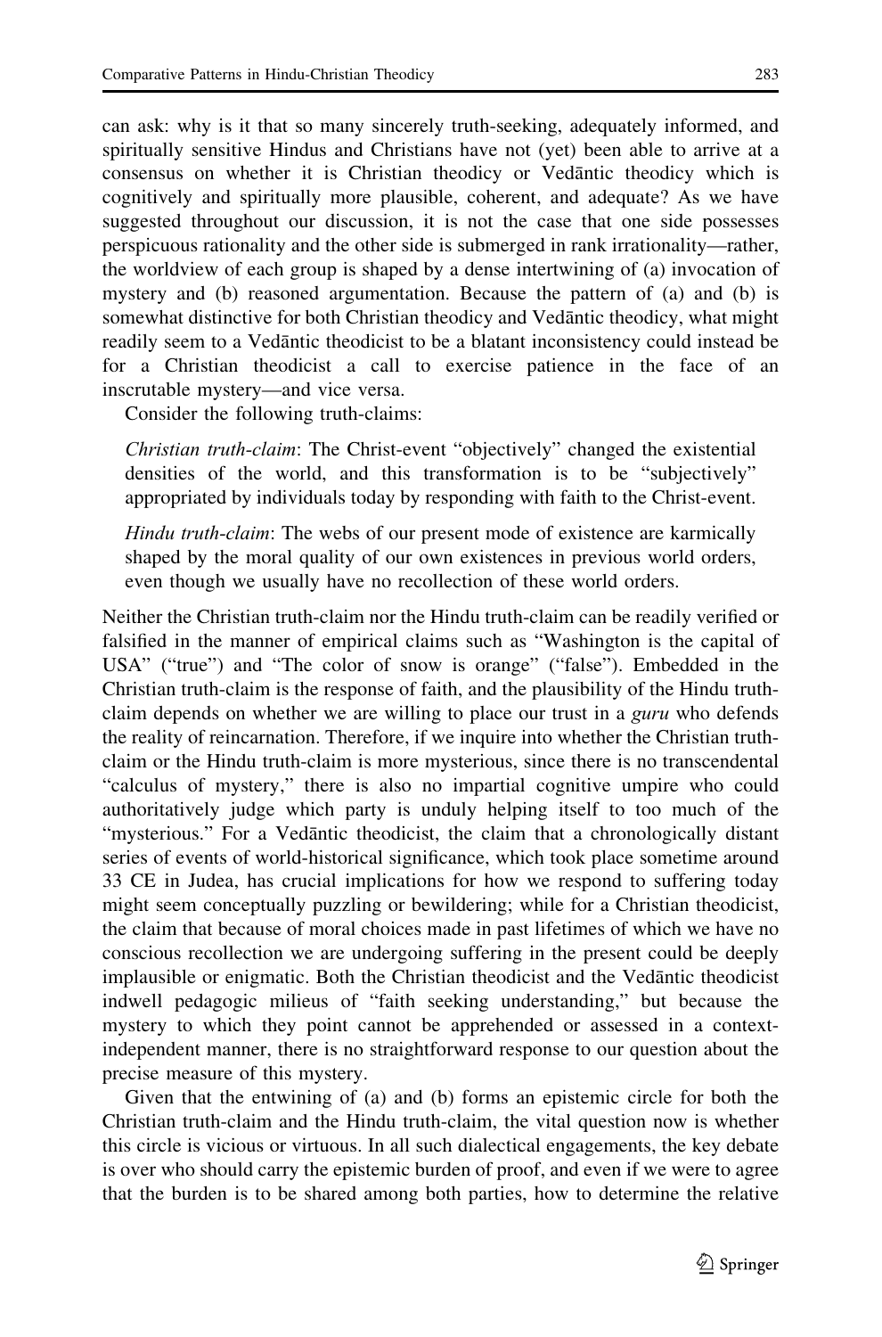can ask: why is it that so many sincerely truth-seeking, adequately informed, and spiritually sensitive Hindus and Christians have not (yet) been able to arrive at a consensus on whether it is Christian theodicy or Vedāntic theodicy which is cognitively and spiritually more plausible, coherent, and adequate? As we have suggested throughout our discussion, it is not the case that one side possesses perspicuous rationality and the other side is submerged in rank irrationality—rather, the worldview of each group is shaped by a dense intertwining of (a) invocation of mystery and (b) reasoned argumentation. Because the pattern of (a) and (b) is somewhat distinctive for both Christian theodicy and Vedāntic theodicy, what might readily seem to a Vedāntic theodicist to be a blatant inconsistency could instead be for a Christian theodicist a call to exercise patience in the face of an inscrutable mystery—and vice versa.

Consider the following truth-claims:

> *Christian truth-claim*: The Christ-event "objectively" changed the existential densities of the world, and this transformation is to be "subjectively" appropriated by individuals today by responding with faith to the Christ-event.

> *Hindu truth-claim*: The webs of our present mode of existence are karmically shaped by the moral quality of our own existences in previous world orders, even though we usually have no recollection of these world orders.

Neither the Christian truth-claim nor the Hindu truth-claim can be readily verified or falsified in the manner of empirical claims such as "Washington is the capital of USA" ("true") and "The color of snow is orange" ("false"). Embedded in the Christian truth-claim is the response of faith, and the plausibility of the Hindu truth-claim depends on whether we are willing to place our trust in a *guru* who defends the reality of reincarnation. Therefore, if we inquire into whether the Christian truth-claim or the Hindu truth-claim is more mysterious, since there is no transcendental "calculus of mystery," there is also no impartial cognitive umpire who could authoritatively judge which party is unduly helping itself to too much of the "mysterious." For a Vedāntic theodicist, the claim that a chronologically distant series of events of world-historical significance, which took place sometime around 33 CE in Judea, has crucial implications for how we respond to suffering today might seem conceptually puzzling or bewildering; while for a Christian theodicist, the claim that because of moral choices made in past lifetimes of which we have no conscious recollection we are undergoing suffering in the present could be deeply implausible or enigmatic. Both the Christian theodicist and the Vedāntic theodicist indwell pedagogic milieus of "faith seeking understanding," but because the mystery to which they point cannot be apprehended or assessed in a context-independent manner, there is no straightforward response to our question about the precise measure of this mystery.

Given that the entwining of (a) and (b) forms an epistemic circle for both the Christian truth-claim and the Hindu truth-claim, the vital question now is whether this circle is vicious or virtuous. In all such dialectical engagements, the key debate is over who should carry the epistemic burden of proof, and even if we were to agree that the burden is to be shared among both parties, how to determine the relative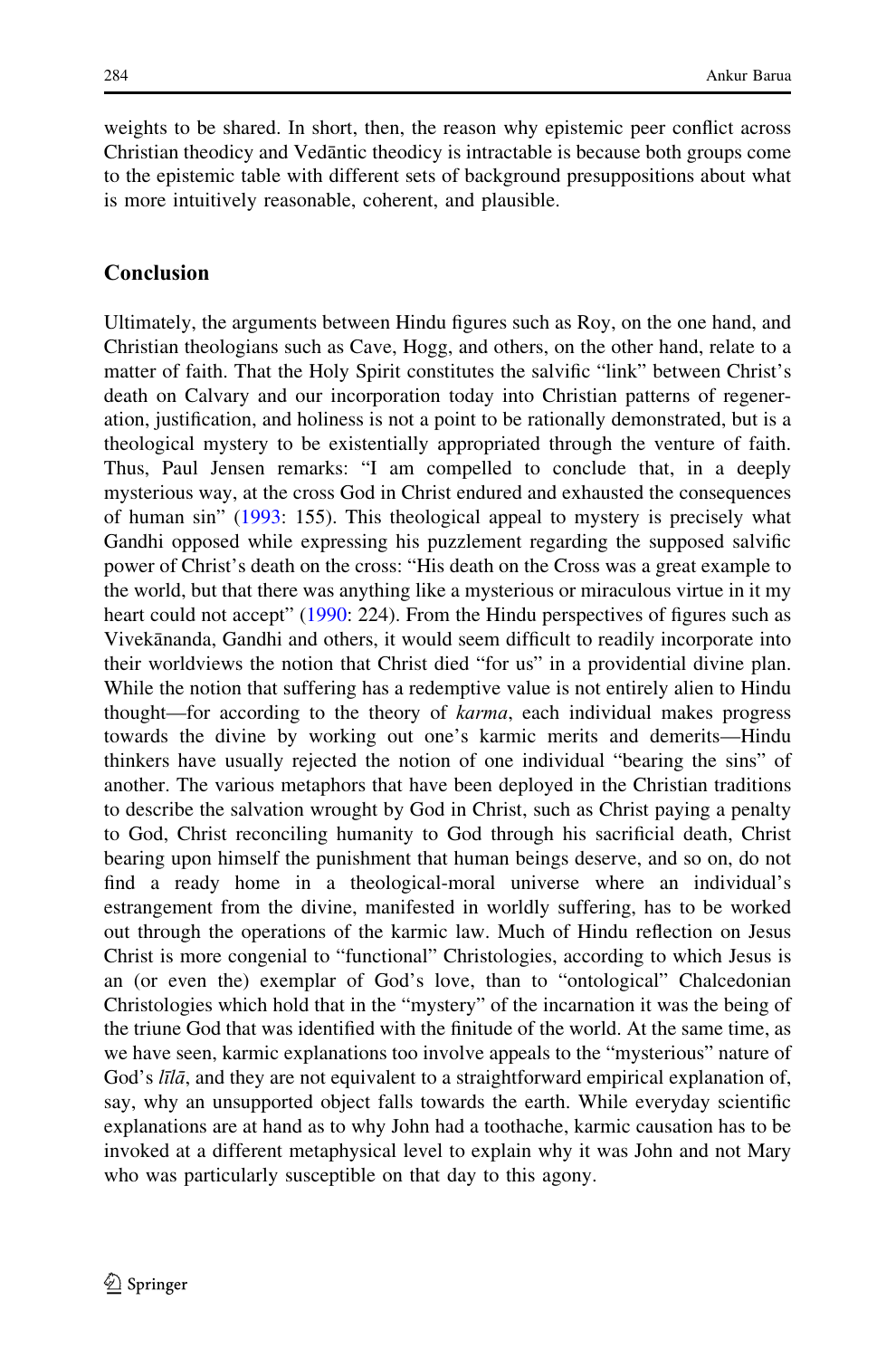weights to be shared. In short, then, the reason why epistemic peer conflict across Christian theodicy and Vedāntic theodicy is intractable is because both groups come to the epistemic table with different sets of background presuppositions about what is more intuitively reasonable, coherent, and plausible.

## Conclusion

Ultimately, the arguments between Hindu figures such as Roy, on the one hand, and Christian theologians such as Cave, Hogg, and others, on the other hand, relate to a matter of faith. That the Holy Spirit constitutes the salvific "link" between Christ's death on Calvary and our incorporation today into Christian patterns of regeneration, justification, and holiness is not a point to be rationally demonstrated, but is a theological mystery to be existentially appropriated through the venture of faith. Thus, Paul Jensen remarks: "I am compelled to conclude that, in a deeply mysterious way, at the cross God in Christ endured and exhausted the consequences of human sin" (1993: 155). This theological appeal to mystery is precisely what Gandhi opposed while expressing his puzzlement regarding the supposed salvific power of Christ's death on the cross: "His death on the Cross was a great example to the world, but that there was anything like a mysterious or miraculous virtue in it my heart could not accept" (1990: 224). From the Hindu perspectives of figures such as Vivekānanda, Gandhi and others, it would seem difficult to readily incorporate into their worldviews the notion that Christ died "for us" in a providential divine plan. While the notion that suffering has a redemptive value is not entirely alien to Hindu thought—for according to the theory of *karma*, each individual makes progress towards the divine by working out one's karmic merits and demerits—Hindu thinkers have usually rejected the notion of one individual "bearing the sins" of another. The various metaphors that have been deployed in the Christian traditions to describe the salvation wrought by God in Christ, such as Christ paying a penalty to God, Christ reconciling humanity to God through his sacrificial death, Christ bearing upon himself the punishment that human beings deserve, and so on, do not find a ready home in a theological-moral universe where an individual's estrangement from the divine, manifested in worldly suffering, has to be worked out through the operations of the karmic law. Much of Hindu reflection on Jesus Christ is more congenial to "functional" Christologies, according to which Jesus is an (or even the) exemplar of God's love, than to "ontological" Chalcedonian Christologies which hold that in the "mystery" of the incarnation it was the being of the triune God that was identified with the finitude of the world. At the same time, as we have seen, karmic explanations too involve appeals to the "mysterious" nature of God's *līlā*, and they are not equivalent to a straightforward empirical explanation of, say, why an unsupported object falls towards the earth. While everyday scientific explanations are at hand as to why John had a toothache, karmic causation has to be invoked at a different metaphysical level to explain why it was John and not Mary who was particularly susceptible on that day to this agony.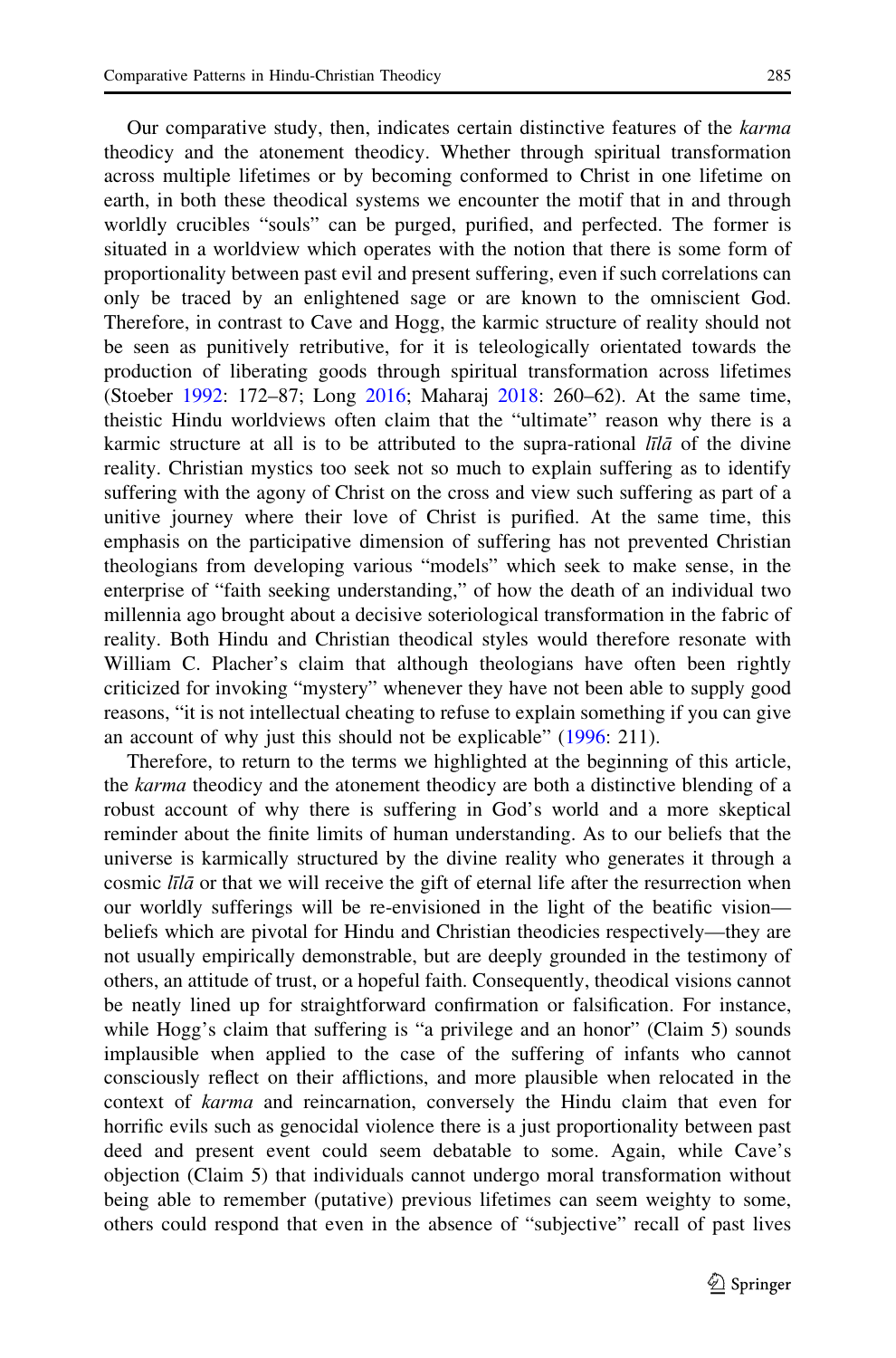Our comparative study, then, indicates certain distinctive features of the *karma* theodicy and the atonement theodicy. Whether through spiritual transformation across multiple lifetimes or by becoming conformed to Christ in one lifetime on earth, in both these theodical systems we encounter the motif that in and through worldly crucibles "souls" can be purged, purified, and perfected. The former is situated in a worldview which operates with the notion that there is some form of proportionality between past evil and present suffering, even if such correlations can only be traced by an enlightened sage or are known to the omniscient God. Therefore, in contrast to Cave and Hogg, the karmic structure of reality should not be seen as punitively retributive, for it is teleologically orientated towards the production of liberating goods through spiritual transformation across lifetimes (Stoeber 1992: 172–87; Long 2016; Maharaj 2018: 260–62). At the same time, theistic Hindu worldviews often claim that the "ultimate" reason why there is a karmic structure at all is to be attributed to the supra-rational *līlā* of the divine reality. Christian mystics too seek not so much to explain suffering as to identify suffering with the agony of Christ on the cross and view such suffering as part of a unitive journey where their love of Christ is purified. At the same time, this emphasis on the participative dimension of suffering has not prevented Christian theologians from developing various "models" which seek to make sense, in the enterprise of "faith seeking understanding," of how the death of an individual two millennia ago brought about a decisive soteriological transformation in the fabric of reality. Both Hindu and Christian theodical styles would therefore resonate with William C. Placher's claim that although theologians have often been rightly criticized for invoking "mystery" whenever they have not been able to supply good reasons, "it is not intellectual cheating to refuse to explain something if you can give an account of why just this should not be explicable" (1996: 211).

Therefore, to return to the terms we highlighted at the beginning of this article, the *karma* theodicy and the atonement theodicy are both a distinctive blending of a robust account of why there is suffering in God's world and a more skeptical reminder about the finite limits of human understanding. As to our beliefs that the universe is karmically structured by the divine reality who generates it through a cosmic *līlā* or that we will receive the gift of eternal life after the resurrection when our worldly sufferings will be re-envisioned in the light of the beatific vision—beliefs which are pivotal for Hindu and Christian theodicies respectively—they are not usually empirically demonstrable, but are deeply grounded in the testimony of others, an attitude of trust, or a hopeful faith. Consequently, theodical visions cannot be neatly lined up for straightforward confirmation or falsification. For instance, while Hogg's claim that suffering is "a privilege and an honor" (Claim 5) sounds implausible when applied to the case of the suffering of infants who cannot consciously reflect on their afflictions, and more plausible when relocated in the context of *karma* and reincarnation, conversely the Hindu claim that even for horrific evils such as genocidal violence there is a just proportionality between past deed and present event could seem debatable to some. Again, while Cave's objection (Claim 5) that individuals cannot undergo moral transformation without being able to remember (putative) previous lifetimes can seem weighty to some, others could respond that even in the absence of "subjective" recall of past lives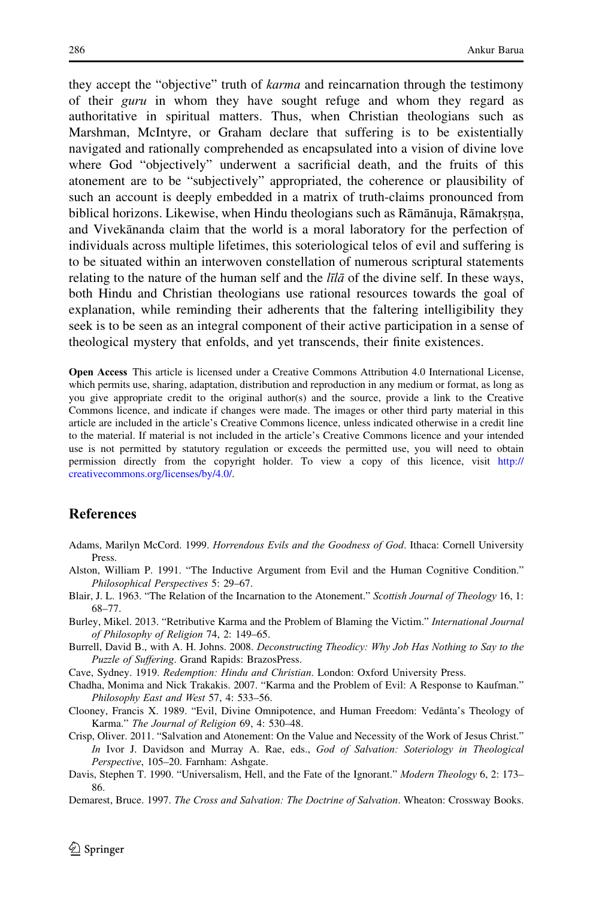they accept the "objective" truth of *karma* and reincarnation through the testimony of their *guru* in whom they have sought refuge and whom they regard as authoritative in spiritual matters. Thus, when Christian theologians such as Marshman, McIntyre, or Graham declare that suffering is to be existentially navigated and rationally comprehended as encapsulated into a vision of divine love where God "objectively" underwent a sacrificial death, and the fruits of this atonement are to be "subjectively" appropriated, the coherence or plausibility of such an account is deeply embedded in a matrix of truth-claims pronounced from biblical horizons. Likewise, when Hindu theologians such as Rāmānuja, Rāmakṛṣṇa, and Vivekānanda claim that the world is a moral laboratory for the perfection of individuals across multiple lifetimes, this soteriological telos of evil and suffering is to be situated within an interwoven constellation of numerous scriptural statements relating to the nature of the human self and the *līlā* of the divine self. In these ways, both Hindu and Christian theologians use rational resources towards the goal of explanation, while reminding their adherents that the faltering intelligibility they seek is to be seen as an integral component of their active participation in a sense of theological mystery that enfolds, and yet transcends, their finite existences.

**Open Access** This article is licensed under a Creative Commons Attribution 4.0 International License, which permits use, sharing, adaptation, distribution and reproduction in any medium or format, as long as you give appropriate credit to the original author(s) and the source, provide a link to the Creative Commons licence, and indicate if changes were made. The images or other third party material in this article are included in the article's Creative Commons licence, unless indicated otherwise in a credit line to the material. If material is not included in the article's Creative Commons licence and your intended use is not permitted by statutory regulation or exceeds the permitted use, you will need to obtain permission directly from the copyright holder. To view a copy of this licence, visit http://creativecommons.org/licenses/by/4.0/.

## References

Adams, Marilyn McCord. 1999. *Horrendous Evils and the Goodness of God*. Ithaca: Cornell University Press.

Alston, William P. 1991. "The Inductive Argument from Evil and the Human Cognitive Condition." *Philosophical Perspectives* 5: 29–67.

Blair, J. L. 1963. "The Relation of the Incarnation to the Atonement." *Scottish Journal of Theology* 16, 1: 68–77.

Burley, Mikel. 2013. "Retributive Karma and the Problem of Blaming the Victim." *International Journal of Philosophy of Religion* 74, 2: 149–65.

Burrell, David B., with A. H. Johns. 2008. *Deconstructing Theodicy: Why Job Has Nothing to Say to the Puzzle of Suffering*. Grand Rapids: BrazosPress.

Cave, Sydney. 1919. *Redemption: Hindu and Christian*. London: Oxford University Press.

Chadha, Monima and Nick Trakakis. 2007. "Karma and the Problem of Evil: A Response to Kaufman." *Philosophy East and West* 57, 4: 533–56.

Clooney, Francis X. 1989. "Evil, Divine Omnipotence, and Human Freedom: Vedānta's Theology of Karma." *The Journal of Religion* 69, 4: 530–48.

Crisp, Oliver. 2011. "Salvation and Atonement: On the Value and Necessity of the Work of Jesus Christ." *In* Ivor J. Davidson and Murray A. Rae, eds., *God of Salvation: Soteriology in Theological Perspective*, 105–20. Farnham: Ashgate.

Davis, Stephen T. 1990. "Universalism, Hell, and the Fate of the Ignorant." *Modern Theology* 6, 2: 173–86.

Demarest, Bruce. 1997. *The Cross and Salvation: The Doctrine of Salvation*. Wheaton: Crossway Books.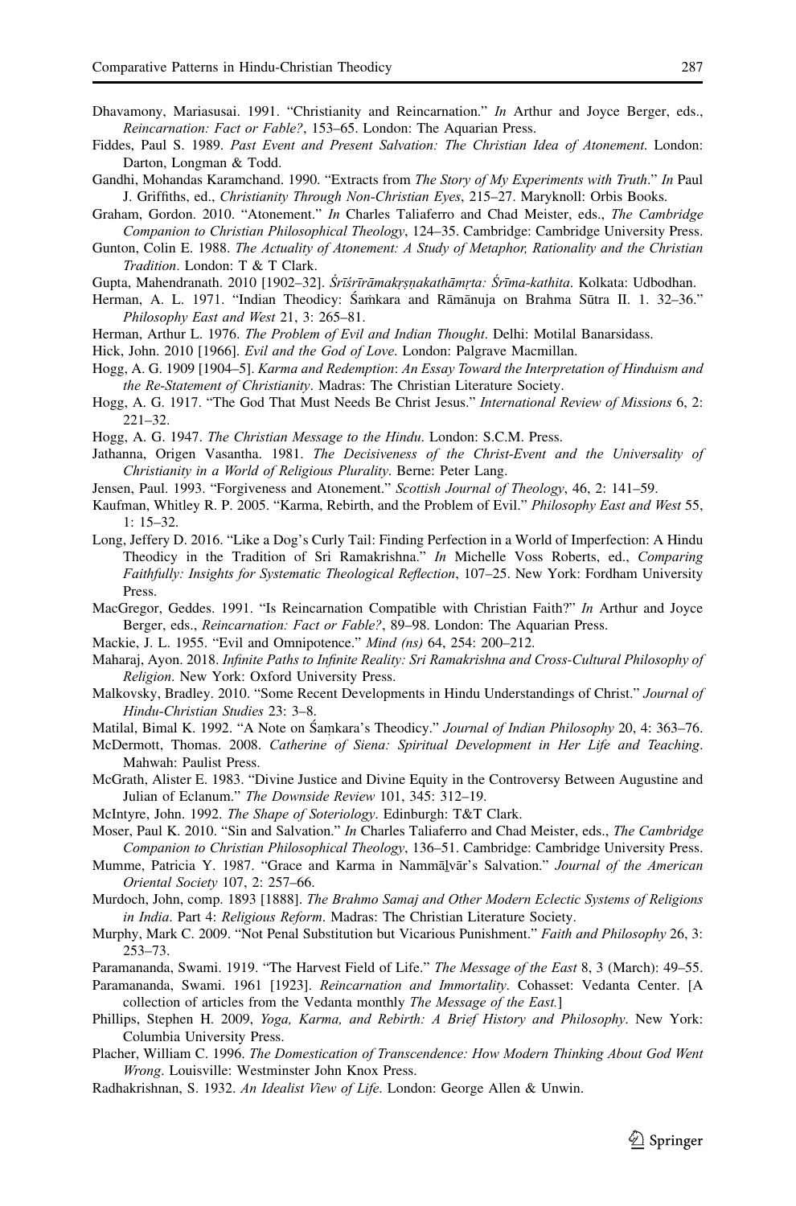Dhavamony, Mariasusai. 1991. "Christianity and Reincarnation." *In* Arthur and Joyce Berger, eds., *Reincarnation: Fact or Fable?*, 153–65. London: The Aquarian Press.

Fiddes, Paul S. 1989. *Past Event and Present Salvation: The Christian Idea of Atonement*. London: Darton, Longman & Todd.

Gandhi, Mohandas Karamchand. 1990. "Extracts from *The Story of My Experiments with Truth*." *In* Paul J. Griffiths, ed., *Christianity Through Non-Christian Eyes*, 215–27. Maryknoll: Orbis Books.

Graham, Gordon. 2010. "Atonement." *In* Charles Taliaferro and Chad Meister, eds., *The Cambridge Companion to Christian Philosophical Theology*, 124–35. Cambridge: Cambridge University Press.

Gunton, Colin E. 1988. *The Actuality of Atonement: A Study of Metaphor, Rationality and the Christian Tradition*. London: T & T Clark.

Gupta, Mahendranath. 2010 [1902–32]. *Śrīśrīrāmakṛṣṇakathāmṛta: Śrīma-kathita*. Kolkata: Udbodhan.

Herman, A. L. 1971. "Indian Theodicy: Śaṁkara and Rāmānuja on Brahma Sūtra II. 1. 32–36." *Philosophy East and West* 21, 3: 265–81.

Herman, Arthur L. 1976. *The Problem of Evil and Indian Thought*. Delhi: Motilal Banarsidass.

Hick, John. 2010 [1966]. *Evil and the God of Love*. London: Palgrave Macmillan.

Hogg, A. G. 1909 [1904–5]. *Karma and Redemption*: *An Essay Toward the Interpretation of Hinduism and the Re-Statement of Christianity*. Madras: The Christian Literature Society.

Hogg, A. G. 1917. "The God That Must Needs Be Christ Jesus." *International Review of Missions* 6, 2: 221–32.

Hogg, A. G. 1947. *The Christian Message to the Hindu*. London: S.C.M. Press.

Jathanna, Origen Vasantha. 1981. *The Decisiveness of the Christ-Event and the Universality of Christianity in a World of Religious Plurality*. Berne: Peter Lang.

Jensen, Paul. 1993. "Forgiveness and Atonement." *Scottish Journal of Theology*, 46, 2: 141–59.

Kaufman, Whitley R. P. 2005. "Karma, Rebirth, and the Problem of Evil." *Philosophy East and West* 55, 1: 15–32.

Long, Jeffery D. 2016. "Like a Dog's Curly Tail: Finding Perfection in a World of Imperfection: A Hindu Theodicy in the Tradition of Sri Ramakrishna." *In* Michelle Voss Roberts, ed., *Comparing Faithfully: Insights for Systematic Theological Reflection*, 107–25. New York: Fordham University Press.

MacGregor, Geddes. 1991. "Is Reincarnation Compatible with Christian Faith?" *In* Arthur and Joyce Berger, eds., *Reincarnation: Fact or Fable?*, 89–98. London: The Aquarian Press.

Mackie, J. L. 1955. "Evil and Omnipotence." *Mind (ns)* 64, 254: 200–212.

Maharaj, Ayon. 2018. *Infinite Paths to Infinite Reality: Sri Ramakrishna and Cross-Cultural Philosophy of Religion*. New York: Oxford University Press.

Malkovsky, Bradley. 2010. "Some Recent Developments in Hindu Understandings of Christ." *Journal of Hindu-Christian Studies* 23: 3–8.

Matilal, Bimal K. 1992. "A Note on Śaṃkara's Theodicy." *Journal of Indian Philosophy* 20, 4: 363–76.

McDermott, Thomas. 2008. *Catherine of Siena: Spiritual Development in Her Life and Teaching*. Mahwah: Paulist Press.

McGrath, Alister E. 1983. "Divine Justice and Divine Equity in the Controversy Between Augustine and Julian of Eclanum." *The Downside Review* 101, 345: 312–19.

McIntyre, John. 1992. *The Shape of Soteriology*. Edinburgh: T&T Clark.

Moser, Paul K. 2010. "Sin and Salvation." *In* Charles Taliaferro and Chad Meister, eds., *The Cambridge Companion to Christian Philosophical Theology*, 136–51. Cambridge: Cambridge University Press.

Mumme, Patricia Y. 1987. "Grace and Karma in Nammālvār's Salvation." *Journal of the American Oriental Society* 107, 2: 257–66.

Murdoch, John, comp. 1893 [1888]. *The Brahmo Samaj and Other Modern Eclectic Systems of Religions in India*. Part 4: *Religious Reform*. Madras: The Christian Literature Society.

Murphy, Mark C. 2009. "Not Penal Substitution but Vicarious Punishment." *Faith and Philosophy* 26, 3: 253–73.

Paramananda, Swami. 1919. "The Harvest Field of Life." *The Message of the East* 8, 3 (March): 49–55.

Paramananda, Swami. 1961 [1923]. *Reincarnation and Immortality*. Cohasset: Vedanta Center. [A collection of articles from the Vedanta monthly *The Message of the East*.]

Phillips, Stephen H. 2009, *Yoga, Karma, and Rebirth: A Brief History and Philosophy*. New York: Columbia University Press.

Placher, William C. 1996. *The Domestication of Transcendence: How Modern Thinking About God Went Wrong*. Louisville: Westminster John Knox Press.

Radhakrishnan, S. 1932. *An Idealist View of Life*. London: George Allen & Unwin.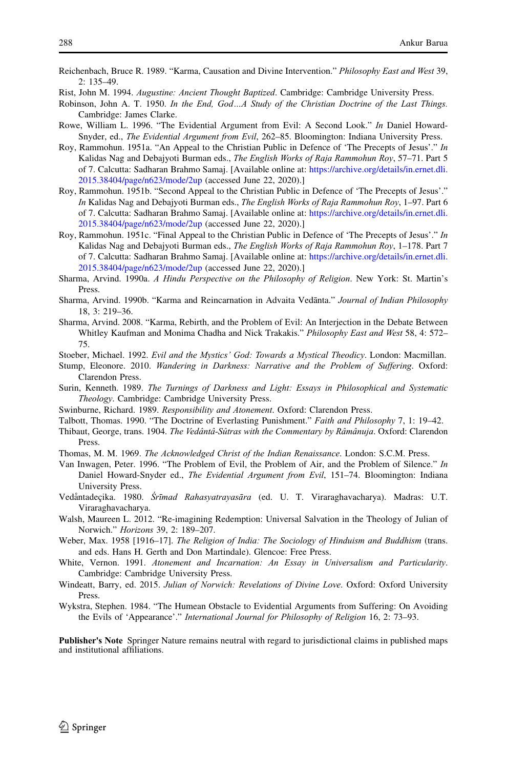Reichenbach, Bruce R. 1989. "Karma, Causation and Divine Intervention." *Philosophy East and West* 39, 2: 135–49.

Rist, John M. 1994. *Augustine: Ancient Thought Baptized*. Cambridge: Cambridge University Press.

Robinson, John A. T. 1950. *In the End, God…A Study of the Christian Doctrine of the Last Things.* Cambridge: James Clarke.

Rowe, William L. 1996. "The Evidential Argument from Evil: A Second Look." *In* Daniel Howard-Snyder, ed., *The Evidential Argument from Evil*, 262–85. Bloomington: Indiana University Press.

Roy, Rammohun. 1951a. "An Appeal to the Christian Public in Defence of 'The Precepts of Jesus'." *In* Kalidas Nag and Debajyoti Burman eds., *The English Works of Raja Rammohun Roy*, 57–71. Part 5 of 7. Calcutta: Sadharan Brahmo Samaj. [Available online at: https://archive.org/details/in.ernet.dli.2015.38404/page/n623/mode/2up (accessed June 22, 2020).]

Roy, Rammohun. 1951b. "Second Appeal to the Christian Public in Defence of 'The Precepts of Jesus'." *In* Kalidas Nag and Debajyoti Burman eds., *The English Works of Raja Rammohun Roy*, 1–97. Part 6 of 7. Calcutta: Sadharan Brahmo Samaj. [Available online at: https://archive.org/details/in.ernet.dli.2015.38404/page/n623/mode/2up (accessed June 22, 2020).]

Roy, Rammohun. 1951c. "Final Appeal to the Christian Public in Defence of 'The Precepts of Jesus'." *In* Kalidas Nag and Debajyoti Burman eds., *The English Works of Raja Rammohun Roy*, 1–178. Part 7 of 7. Calcutta: Sadharan Brahmo Samaj. [Available online at: https://archive.org/details/in.ernet.dli.2015.38404/page/n623/mode/2up (accessed June 22, 2020).]

Sharma, Arvind. 1990a. *A Hindu Perspective on the Philosophy of Religion*. New York: St. Martin's Press.

Sharma, Arvind. 1990b. "Karma and Reincarnation in Advaita Vedānta." *Journal of Indian Philosophy* 18, 3: 219–36.

Sharma, Arvind. 2008. "Karma, Rebirth, and the Problem of Evil: An Interjection in the Debate Between Whitley Kaufman and Monima Chadha and Nick Trakakis." *Philosophy East and West* 58, 4: 572–75.

Stoeber, Michael. 1992. *Evil and the Mystics' God: Towards a Mystical Theodicy*. London: Macmillan.

Stump, Eleonore. 2010. *Wandering in Darkness: Narrative and the Problem of Suffering*. Oxford: Clarendon Press.

Surin, Kenneth. 1989. *The Turnings of Darkness and Light: Essays in Philosophical and Systematic Theology*. Cambridge: Cambridge University Press.

Swinburne, Richard. 1989. *Responsibility and Atonement*. Oxford: Clarendon Press.

Talbott, Thomas. 1990. "The Doctrine of Everlasting Punishment." *Faith and Philosophy* 7, 1: 19–42.

Thibaut, George, trans. 1904. *The Vedântâ-Sûtras with the Commentary by Râmânuja*. Oxford: Clarendon Press.

Thomas, M. M. 1969. *The Acknowledged Christ of the Indian Renaissance*. London: S.C.M. Press.

Van Inwagen, Peter. 1996. "The Problem of Evil, the Problem of Air, and the Problem of Silence." *In* Daniel Howard-Snyder ed., *The Evidential Argument from Evil*, 151–74. Bloomington: Indiana University Press.

Vedåntadeçika. 1980. *Śrīmad Rahasyatrayasāra* (ed. U. T. Viraraghavacharya). Madras: U.T. Viraraghavacharya.

Walsh, Maureen L. 2012. "Re-imagining Redemption: Universal Salvation in the Theology of Julian of Norwich." *Horizons* 39, 2: 189–207.

Weber, Max. 1958 [1916–17]. *The Religion of India: The Sociology of Hinduism and Buddhism* (trans. and eds. Hans H. Gerth and Don Martindale). Glencoe: Free Press.

White, Vernon. 1991. *Atonement and Incarnation: An Essay in Universalism and Particularity*. Cambridge: Cambridge University Press.

Windeatt, Barry, ed. 2015. *Julian of Norwich: Revelations of Divine Love*. Oxford: Oxford University Press.

Wykstra, Stephen. 1984. "The Humean Obstacle to Evidential Arguments from Suffering: On Avoiding the Evils of 'Appearance'." *International Journal for Philosophy of Religion* 16, 2: 73–93.

**Publisher's Note** Springer Nature remains neutral with regard to jurisdictional claims in published maps and institutional affiliations.